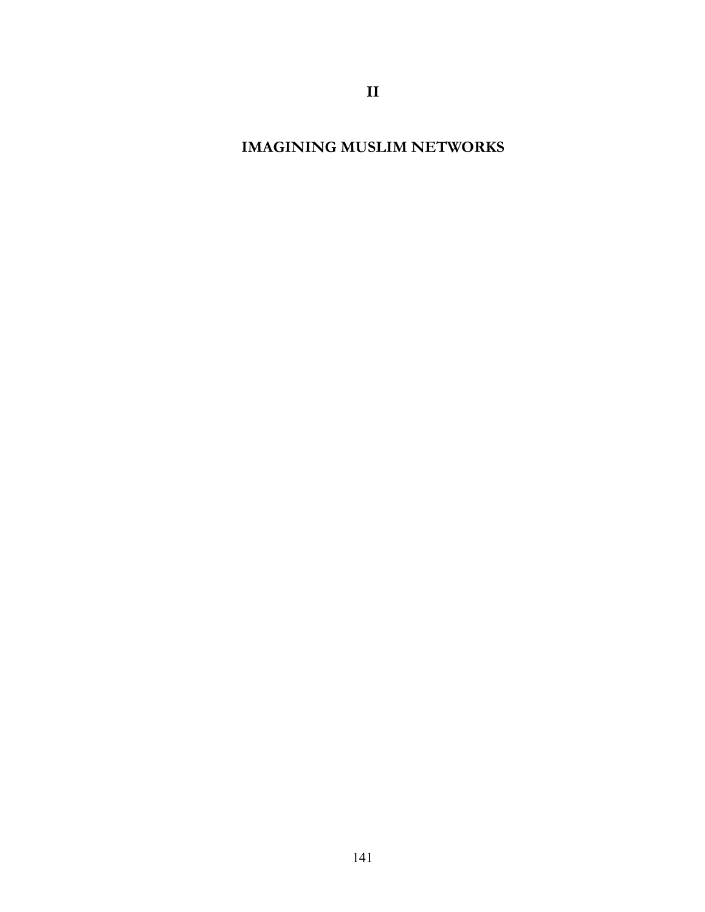# II

# IMAGINING MUSLIM NETWORKS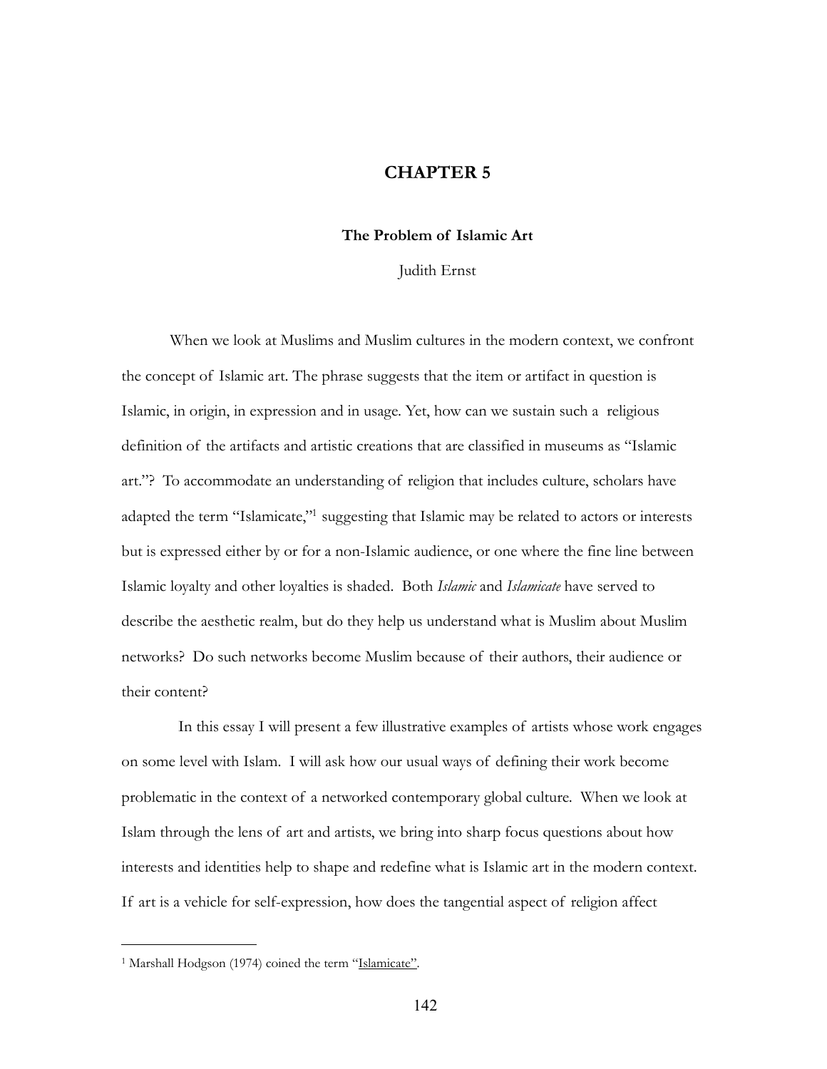# CHAPTER 5

## The Problem of Islamic Art

Judith Ernst

When we look at Muslims and Muslim cultures in the modern context, we confront the concept of Islamic art. The phrase suggests that the item or artifact in question is Islamic, in origin, in expression and in usage. Yet, how can we sustain such a religious definition of the artifacts and artistic creations that are classified in museums as "Islamic art."? To accommodate an understanding of religion that includes culture, scholars have adapted the term "Islamicate,"[1] suggesting that Islamic may be related to actors or interests but is expressed either by or for a non-Islamic audience, or one where the fine line between Islamic loyalty and other loyalties is shaded. Both *Islamic* and *Islamicate* have served to describe the aesthetic realm, but do they help us understand what is Muslim about Muslim networks? Do such networks become Muslim because of their authors, their audience or their content?

In this essay I will present a few illustrative examples of artists whose work engages on some level with Islam. I will ask how our usual ways of defining their work become problematic in the context of a networked contemporary global culture. When we look at Islam through the lens of art and artists, we bring into sharp focus questions about how interests and identities help to shape and redefine what is Islamic art in the modern context. If art is a vehicle for self-expression, how does the tangential aspect of religion affect

---

[1] Marshall Hodgson (1974) coined the term "Islamicate".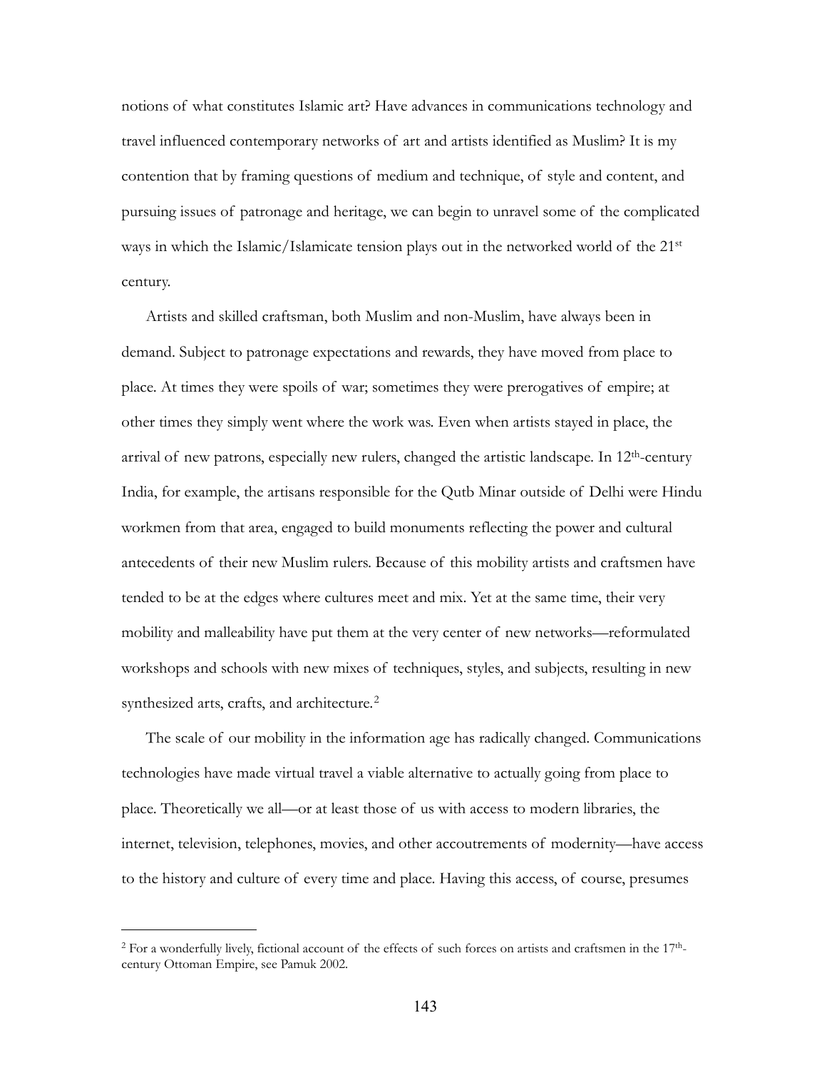notions of what constitutes Islamic art? Have advances in communications technology and travel influenced contemporary networks of art and artists identified as Muslim? It is my contention that by framing questions of medium and technique, of style and content, and pursuing issues of patronage and heritage, we can begin to unravel some of the complicated ways in which the Islamic/Islamicate tension plays out in the networked world of the 21st century.

Artists and skilled craftsman, both Muslim and non-Muslim, have always been in demand. Subject to patronage expectations and rewards, they have moved from place to place. At times they were spoils of war; sometimes they were prerogatives of empire; at other times they simply went where the work was. Even when artists stayed in place, the arrival of new patrons, especially new rulers, changed the artistic landscape. In 12th-century India, for example, the artisans responsible for the Qutb Minar outside of Delhi were Hindu workmen from that area, engaged to build monuments reflecting the power and cultural antecedents of their new Muslim rulers. Because of this mobility artists and craftsmen have tended to be at the edges where cultures meet and mix. Yet at the same time, their very mobility and malleability have put them at the very center of new networks—reformulated workshops and schools with new mixes of techniques, styles, and subjects, resulting in new synthesized arts, crafts, and architecture.[2]

The scale of our mobility in the information age has radically changed. Communications technologies have made virtual travel a viable alternative to actually going from place to place. Theoretically we all—or at least those of us with access to modern libraries, the internet, television, telephones, movies, and other accoutrements of modernity—have access to the history and culture of every time and place. Having this access, of course, presumes

---

[2] For a wonderfully lively, fictional account of the effects of such forces on artists and craftsmen in the 17th-century Ottoman Empire, see Pamuk 2002.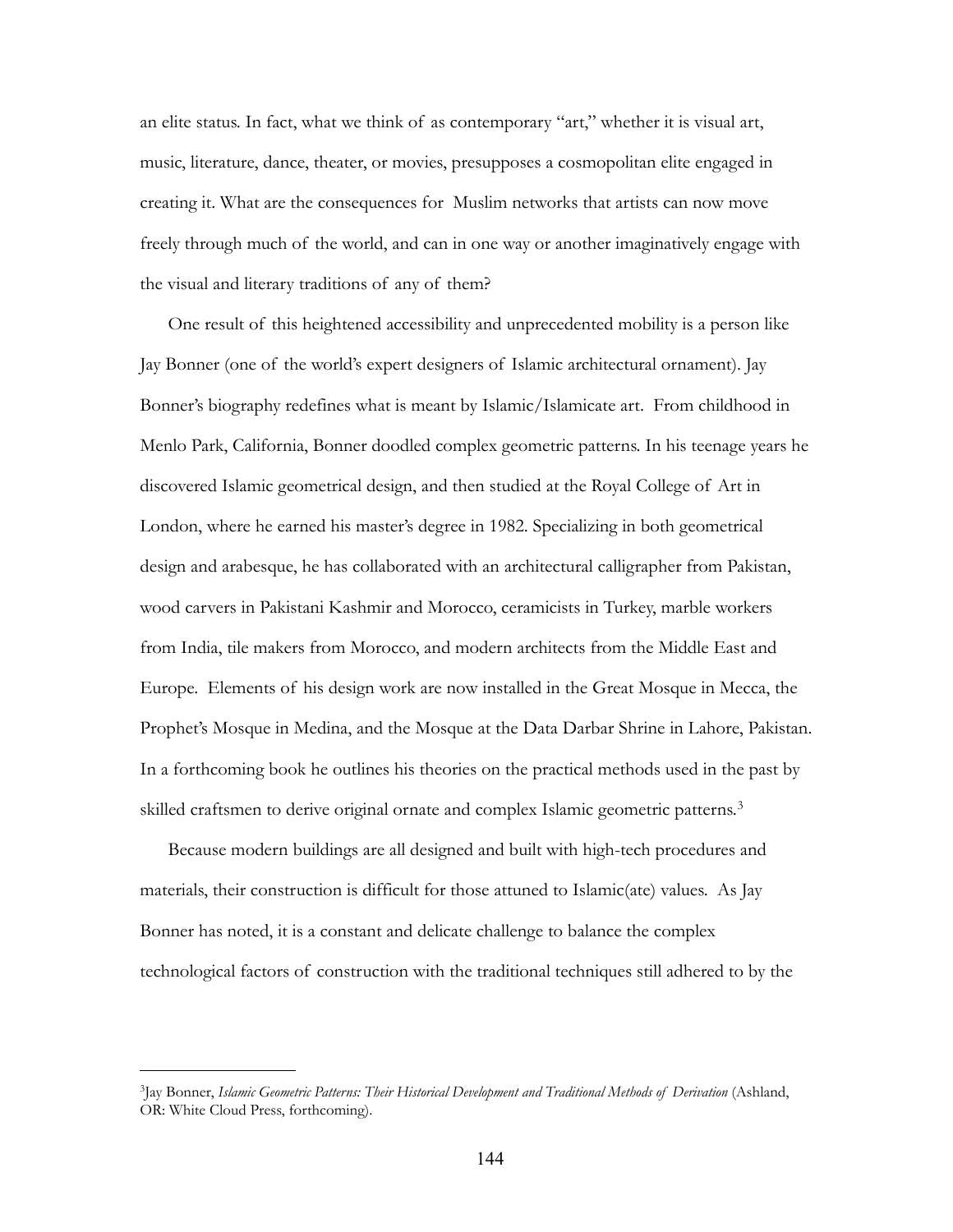an elite status. In fact, what we think of as contemporary "art," whether it is visual art, music, literature, dance, theater, or movies, presupposes a cosmopolitan elite engaged in creating it. What are the consequences for Muslim networks that artists can now move freely through much of the world, and can in one way or another imaginatively engage with the visual and literary traditions of any of them?

One result of this heightened accessibility and unprecedented mobility is a person like Jay Bonner (one of the world's expert designers of Islamic architectural ornament). Jay Bonner's biography redefines what is meant by Islamic/Islamicate art. From childhood in Menlo Park, California, Bonner doodled complex geometric patterns. In his teenage years he discovered Islamic geometrical design, and then studied at the Royal College of Art in London, where he earned his master's degree in 1982. Specializing in both geometrical design and arabesque, he has collaborated with an architectural calligrapher from Pakistan, wood carvers in Pakistani Kashmir and Morocco, ceramicists in Turkey, marble workers from India, tile makers from Morocco, and modern architects from the Middle East and Europe. Elements of his design work are now installed in the Great Mosque in Mecca, the Prophet's Mosque in Medina, and the Mosque at the Data Darbar Shrine in Lahore, Pakistan. In a forthcoming book he outlines his theories on the practical methods used in the past by skilled craftsmen to derive original ornate and complex Islamic geometric patterns.[3]

Because modern buildings are all designed and built with high-tech procedures and materials, their construction is difficult for those attuned to Islamic(ate) values. As Jay Bonner has noted, it is a constant and delicate challenge to balance the complex technological factors of construction with the traditional techniques still adhered to by the

[3] Jay Bonner, *Islamic Geometric Patterns: Their Historical Development and Traditional Methods of Derivation* (Ashland, OR: White Cloud Press, forthcoming).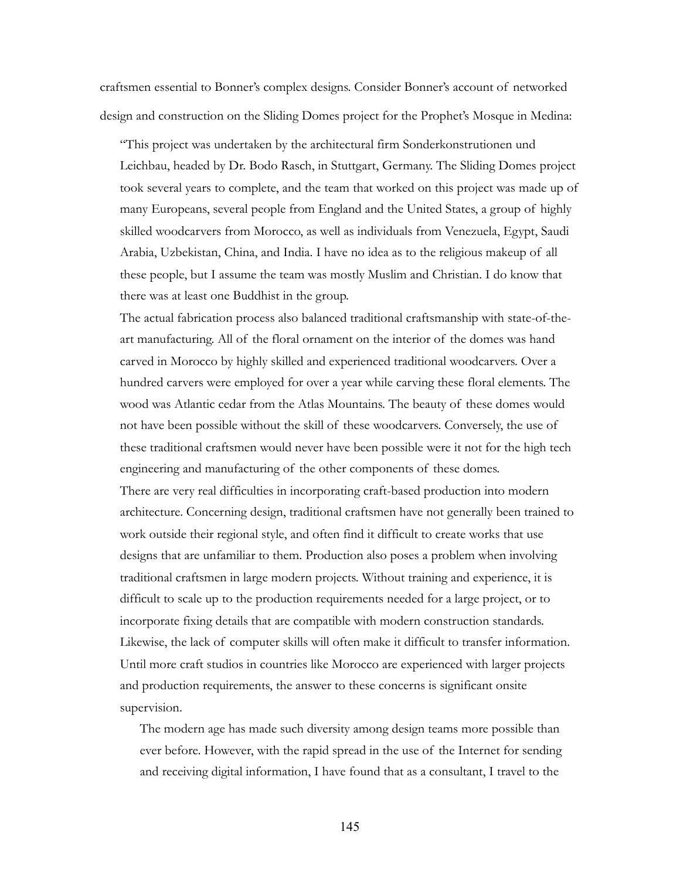craftsmen essential to Bonner's complex designs. Consider Bonner's account of networked design and construction on the Sliding Domes project for the Prophet's Mosque in Medina:

> "This project was undertaken by the architectural firm Sonderkonstrutionen und Leichbau, headed by Dr. Bodo Rasch, in Stuttgart, Germany. The Sliding Domes project took several years to complete, and the team that worked on this project was made up of many Europeans, several people from England and the United States, a group of highly skilled woodcarvers from Morocco, as well as individuals from Venezuela, Egypt, Saudi Arabia, Uzbekistan, China, and India. I have no idea as to the religious makeup of all these people, but I assume the team was mostly Muslim and Christian. I do know that there was at least one Buddhist in the group.
>
> The actual fabrication process also balanced traditional craftsmanship with state-of-the-art manufacturing. All of the floral ornament on the interior of the domes was hand carved in Morocco by highly skilled and experienced traditional woodcarvers. Over a hundred carvers were employed for over a year while carving these floral elements. The wood was Atlantic cedar from the Atlas Mountains. The beauty of these domes would not have been possible without the skill of these woodcarvers. Conversely, the use of these traditional craftsmen would never have been possible were it not for the high tech engineering and manufacturing of the other components of these domes.
>
> There are very real difficulties in incorporating craft-based production into modern architecture. Concerning design, traditional craftsmen have not generally been trained to work outside their regional style, and often find it difficult to create works that use designs that are unfamiliar to them. Production also poses a problem when involving traditional craftsmen in large modern projects. Without training and experience, it is difficult to scale up to the production requirements needed for a large project, or to incorporate fixing details that are compatible with modern construction standards. Likewise, the lack of computer skills will often make it difficult to transfer information. Until more craft studios in countries like Morocco are experienced with larger projects and production requirements, the answer to these concerns is significant onsite supervision.
>
> The modern age has made such diversity among design teams more possible than ever before. However, with the rapid spread in the use of the Internet for sending and receiving digital information, I have found that as a consultant, I travel to the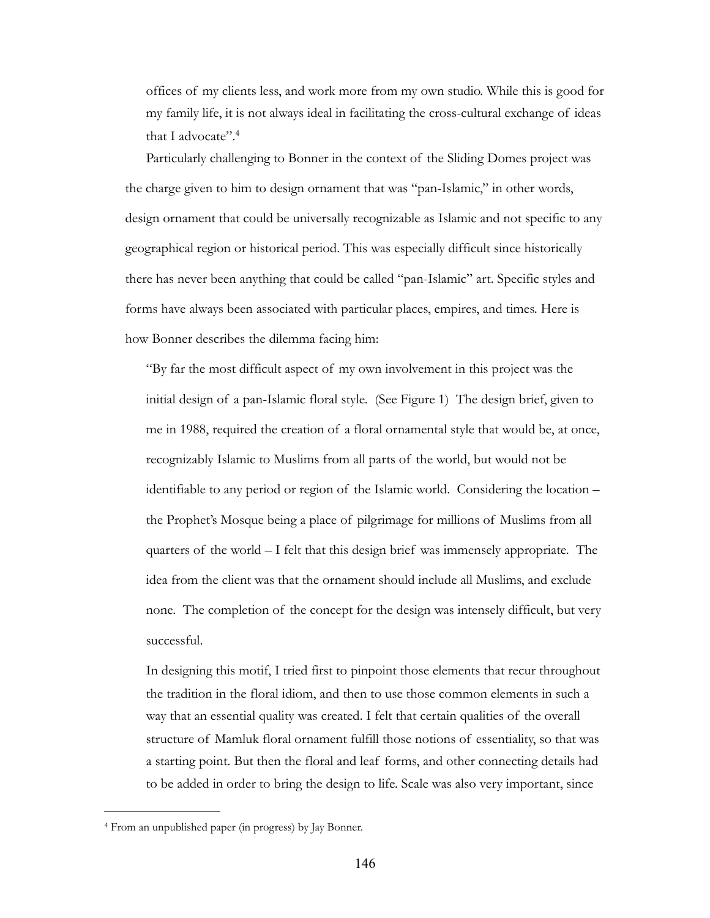offices of my clients less, and work more from my own studio. While this is good for my family life, it is not always ideal in facilitating the cross-cultural exchange of ideas that I advocate".[4]

Particularly challenging to Bonner in the context of the Sliding Domes project was the charge given to him to design ornament that was "pan-Islamic," in other words, design ornament that could be universally recognizable as Islamic and not specific to any geographical region or historical period. This was especially difficult since historically there has never been anything that could be called "pan-Islamic" art. Specific styles and forms have always been associated with particular places, empires, and times. Here is how Bonner describes the dilemma facing him:

> "By far the most difficult aspect of my own involvement in this project was the initial design of a pan-Islamic floral style. (See Figure 1) The design brief, given to me in 1988, required the creation of a floral ornamental style that would be, at once, recognizably Islamic to Muslims from all parts of the world, but would not be identifiable to any period or region of the Islamic world. Considering the location – the Prophet's Mosque being a place of pilgrimage for millions of Muslims from all quarters of the world – I felt that this design brief was immensely appropriate. The idea from the client was that the ornament should include all Muslims, and exclude none. The completion of the concept for the design was intensely difficult, but very successful.
>
> In designing this motif, I tried first to pinpoint those elements that recur throughout the tradition in the floral idiom, and then to use those common elements in such a way that an essential quality was created. I felt that certain qualities of the overall structure of Mamluk floral ornament fulfill those notions of essentiality, so that was a starting point. But then the floral and leaf forms, and other connecting details had to be added in order to bring the design to life. Scale was also very important, since

[4] From an unpublished paper (in progress) by Jay Bonner.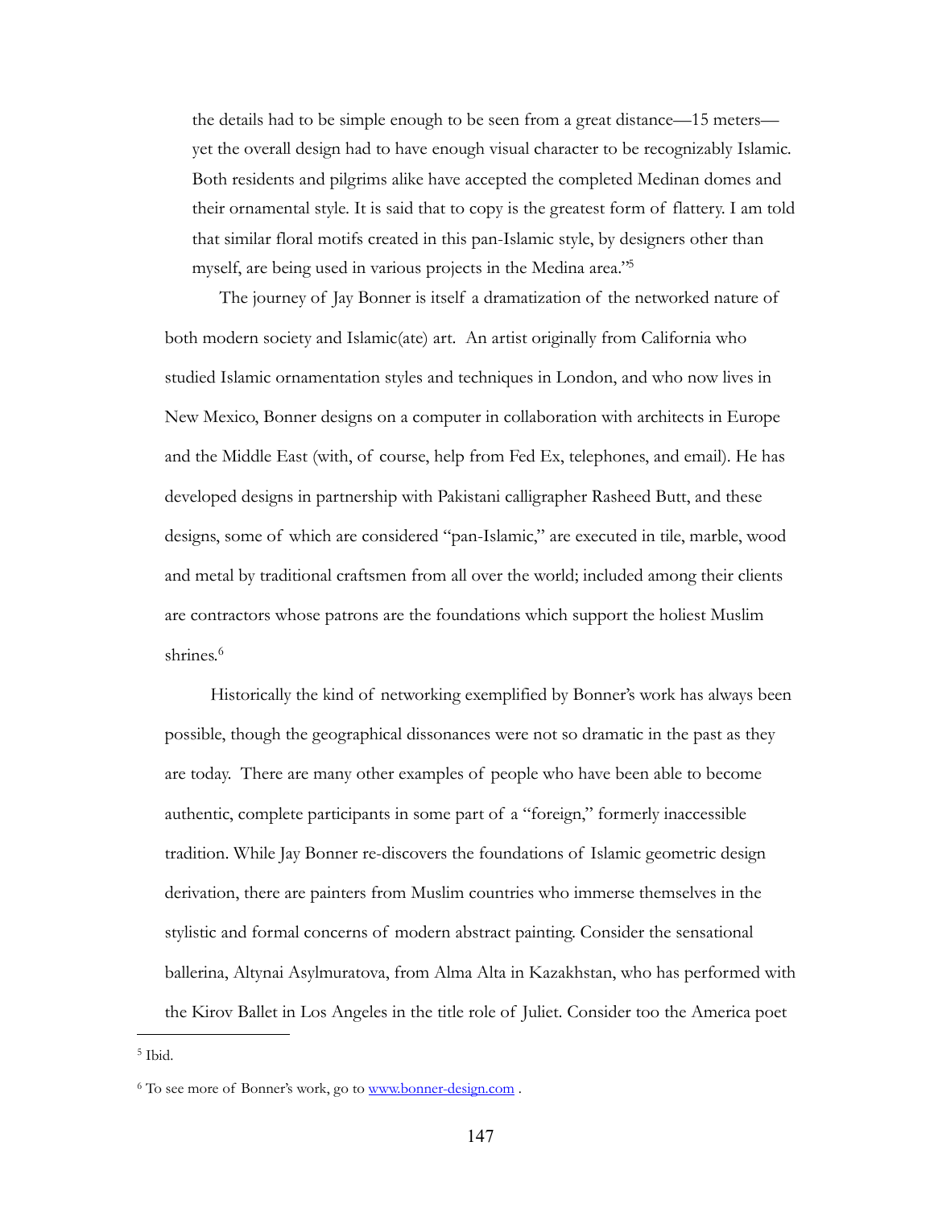> the details had to be simple enough to be seen from a great distance—15 meters—yet the overall design had to have enough visual character to be recognizably Islamic. Both residents and pilgrims alike have accepted the completed Medinan domes and their ornamental style. It is said that to copy is the greatest form of flattery. I am told that similar floral motifs created in this pan-Islamic style, by designers other than myself, are being used in various projects in the Medina area."[5]

The journey of Jay Bonner is itself a dramatization of the networked nature of both modern society and Islamic(ate) art. An artist originally from California who studied Islamic ornamentation styles and techniques in London, and who now lives in New Mexico, Bonner designs on a computer in collaboration with architects in Europe and the Middle East (with, of course, help from Fed Ex, telephones, and email). He has developed designs in partnership with Pakistani calligrapher Rasheed Butt, and these designs, some of which are considered "pan-Islamic," are executed in tile, marble, wood and metal by traditional craftsmen from all over the world; included among their clients are contractors whose patrons are the foundations which support the holiest Muslim shrines.[6]

Historically the kind of networking exemplified by Bonner's work has always been possible, though the geographical dissonances were not so dramatic in the past as they are today. There are many other examples of people who have been able to become authentic, complete participants in some part of a "foreign," formerly inaccessible tradition. While Jay Bonner re-discovers the foundations of Islamic geometric design derivation, there are painters from Muslim countries who immerse themselves in the stylistic and formal concerns of modern abstract painting. Consider the sensational ballerina, Altynai Asylmuratova, from Alma Alta in Kazakhstan, who has performed with the Kirov Ballet in Los Angeles in the title role of Juliet. Consider too the America poet

---

[5] Ibid.

[6] To see more of Bonner's work, go to [www.bonner-design.com](http://www.bonner-design.com) .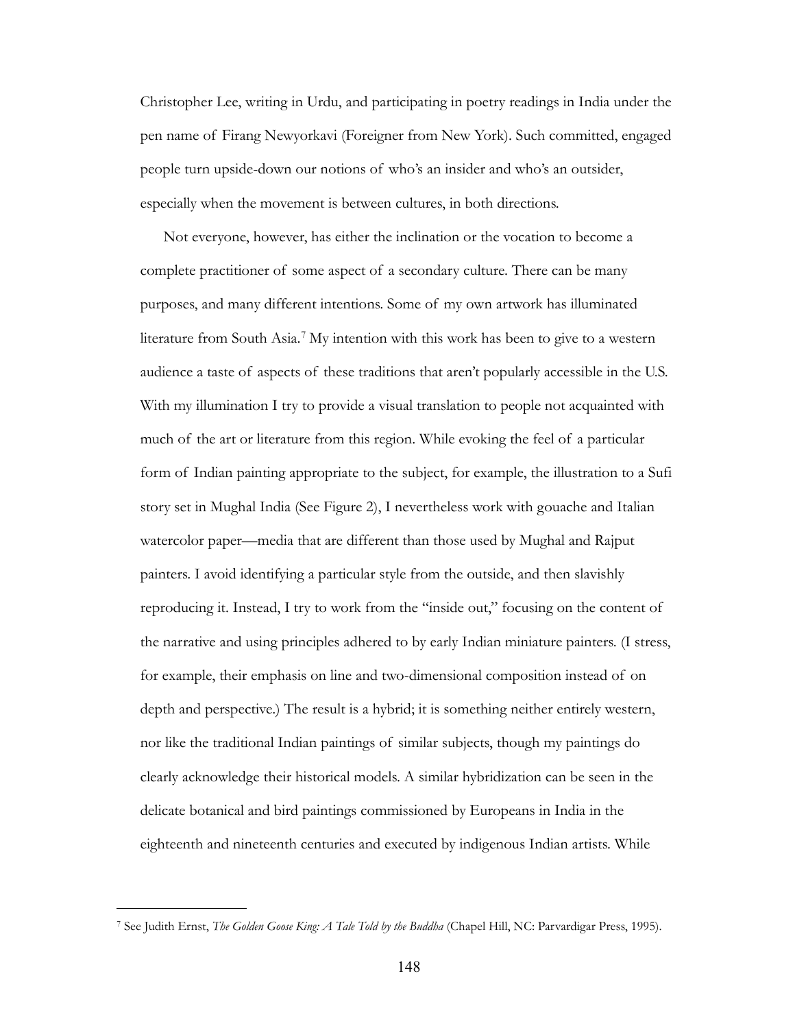Christopher Lee, writing in Urdu, and participating in poetry readings in India under the pen name of Firang Newyorkavi (Foreigner from New York). Such committed, engaged people turn upside-down our notions of who's an insider and who's an outsider, especially when the movement is between cultures, in both directions.

Not everyone, however, has either the inclination or the vocation to become a complete practitioner of some aspect of a secondary culture. There can be many purposes, and many different intentions. Some of my own artwork has illuminated literature from South Asia.[7] My intention with this work has been to give to a western audience a taste of aspects of these traditions that aren't popularly accessible in the U.S. With my illumination I try to provide a visual translation to people not acquainted with much of the art or literature from this region. While evoking the feel of a particular form of Indian painting appropriate to the subject, for example, the illustration to a Sufi story set in Mughal India (See Figure 2), I nevertheless work with gouache and Italian watercolor paper—media that are different than those used by Mughal and Rajput painters. I avoid identifying a particular style from the outside, and then slavishly reproducing it. Instead, I try to work from the "inside out," focusing on the content of the narrative and using principles adhered to by early Indian miniature painters. (I stress, for example, their emphasis on line and two-dimensional composition instead of on depth and perspective.) The result is a hybrid; it is something neither entirely western, nor like the traditional Indian paintings of similar subjects, though my paintings do clearly acknowledge their historical models. A similar hybridization can be seen in the delicate botanical and bird paintings commissioned by Europeans in India in the eighteenth and nineteenth centuries and executed by indigenous Indian artists. While

---

[7] See Judith Ernst, *The Golden Goose King: A Tale Told by the Buddha* (Chapel Hill, NC: Parvardigar Press, 1995).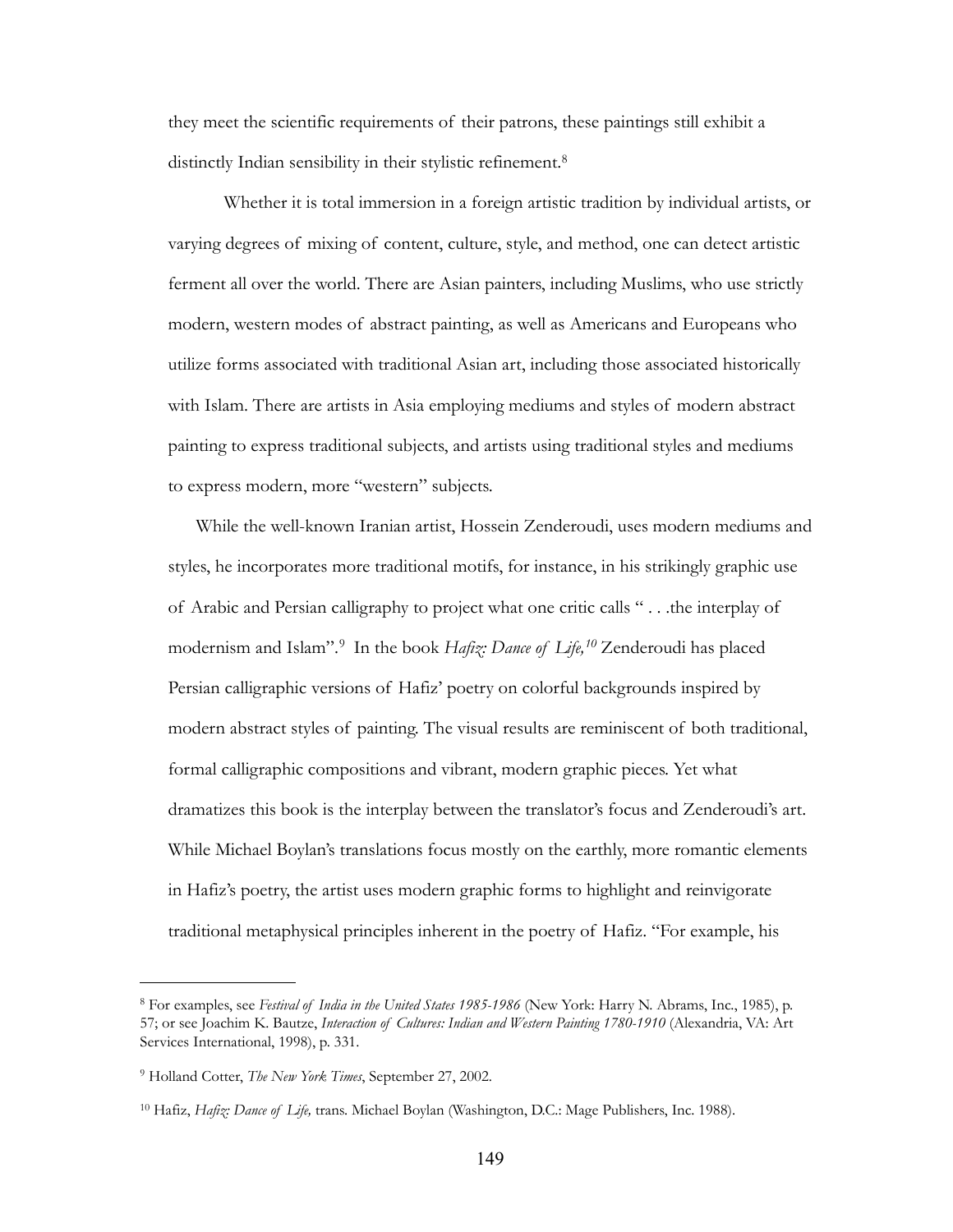they meet the scientific requirements of their patrons, these paintings still exhibit a distinctly Indian sensibility in their stylistic refinement.[8]

Whether it is total immersion in a foreign artistic tradition by individual artists, or varying degrees of mixing of content, culture, style, and method, one can detect artistic ferment all over the world. There are Asian painters, including Muslims, who use strictly modern, western modes of abstract painting, as well as Americans and Europeans who utilize forms associated with traditional Asian art, including those associated historically with Islam. There are artists in Asia employing mediums and styles of modern abstract painting to express traditional subjects, and artists using traditional styles and mediums to express modern, more "western" subjects.

While the well-known Iranian artist, Hossein Zenderoudi, uses modern mediums and styles, he incorporates more traditional motifs, for instance, in his strikingly graphic use of Arabic and Persian calligraphy to project what one critic calls " . . .the interplay of modernism and Islam".[9] In the book *Hafiz: Dance of Life,*[10] Zenderoudi has placed Persian calligraphic versions of Hafiz' poetry on colorful backgrounds inspired by modern abstract styles of painting. The visual results are reminiscent of both traditional, formal calligraphic compositions and vibrant, modern graphic pieces. Yet what dramatizes this book is the interplay between the translator's focus and Zenderoudi's art. While Michael Boylan's translations focus mostly on the earthly, more romantic elements in Hafiz's poetry, the artist uses modern graphic forms to highlight and reinvigorate traditional metaphysical principles inherent in the poetry of Hafiz. "For example, his

---

[8] For examples, see *Festival of India in the United States 1985-1986* (New York: Harry N. Abrams, Inc., 1985), p. 57; or see Joachim K. Bautze, *Interaction of Cultures: Indian and Western Painting 1780-1910* (Alexandria, VA: Art Services International, 1998), p. 331.

[9] Holland Cotter, *The New York Times*, September 27, 2002.

[10] Hafiz, *Hafiz: Dance of Life,* trans. Michael Boylan (Washington, D.C.: Mage Publishers, Inc. 1988).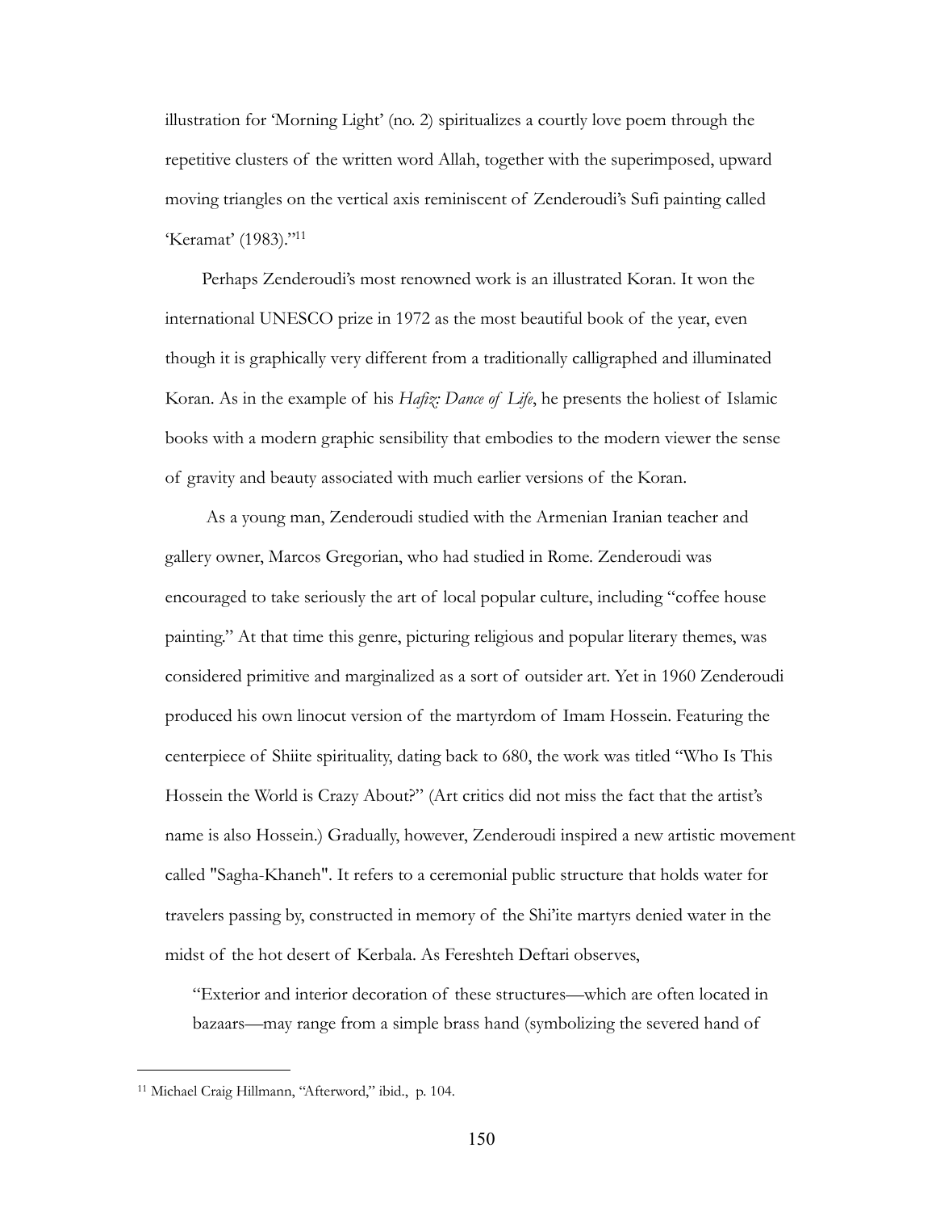illustration for 'Morning Light' (no. 2) spiritualizes a courtly love poem through the repetitive clusters of the written word Allah, together with the superimposed, upward moving triangles on the vertical axis reminiscent of Zenderoudi's Sufi painting called 'Keramat' (1983)."[11]

Perhaps Zenderoudi's most renowned work is an illustrated Koran. It won the international UNESCO prize in 1972 as the most beautiful book of the year, even though it is graphically very different from a traditionally calligraphed and illuminated Koran. As in the example of his *Hafiz: Dance of Life*, he presents the holiest of Islamic books with a modern graphic sensibility that embodies to the modern viewer the sense of gravity and beauty associated with much earlier versions of the Koran.

As a young man, Zenderoudi studied with the Armenian Iranian teacher and gallery owner, Marcos Gregorian, who had studied in Rome. Zenderoudi was encouraged to take seriously the art of local popular culture, including "coffee house painting." At that time this genre, picturing religious and popular literary themes, was considered primitive and marginalized as a sort of outsider art. Yet in 1960 Zenderoudi produced his own linocut version of the martyrdom of Imam Hossein. Featuring the centerpiece of Shiite spirituality, dating back to 680, the work was titled "Who Is This Hossein the World is Crazy About?" (Art critics did not miss the fact that the artist's name is also Hossein.) Gradually, however, Zenderoudi inspired a new artistic movement called "Sagha-Khaneh". It refers to a ceremonial public structure that holds water for travelers passing by, constructed in memory of the Shi'ite martyrs denied water in the midst of the hot desert of Kerbala. As Fereshteh Deftari observes,

> "Exterior and interior decoration of these structures—which are often located in bazaars—may range from a simple brass hand (symbolizing the severed hand of

[11] Michael Craig Hillmann, "Afterword," ibid., p. 104.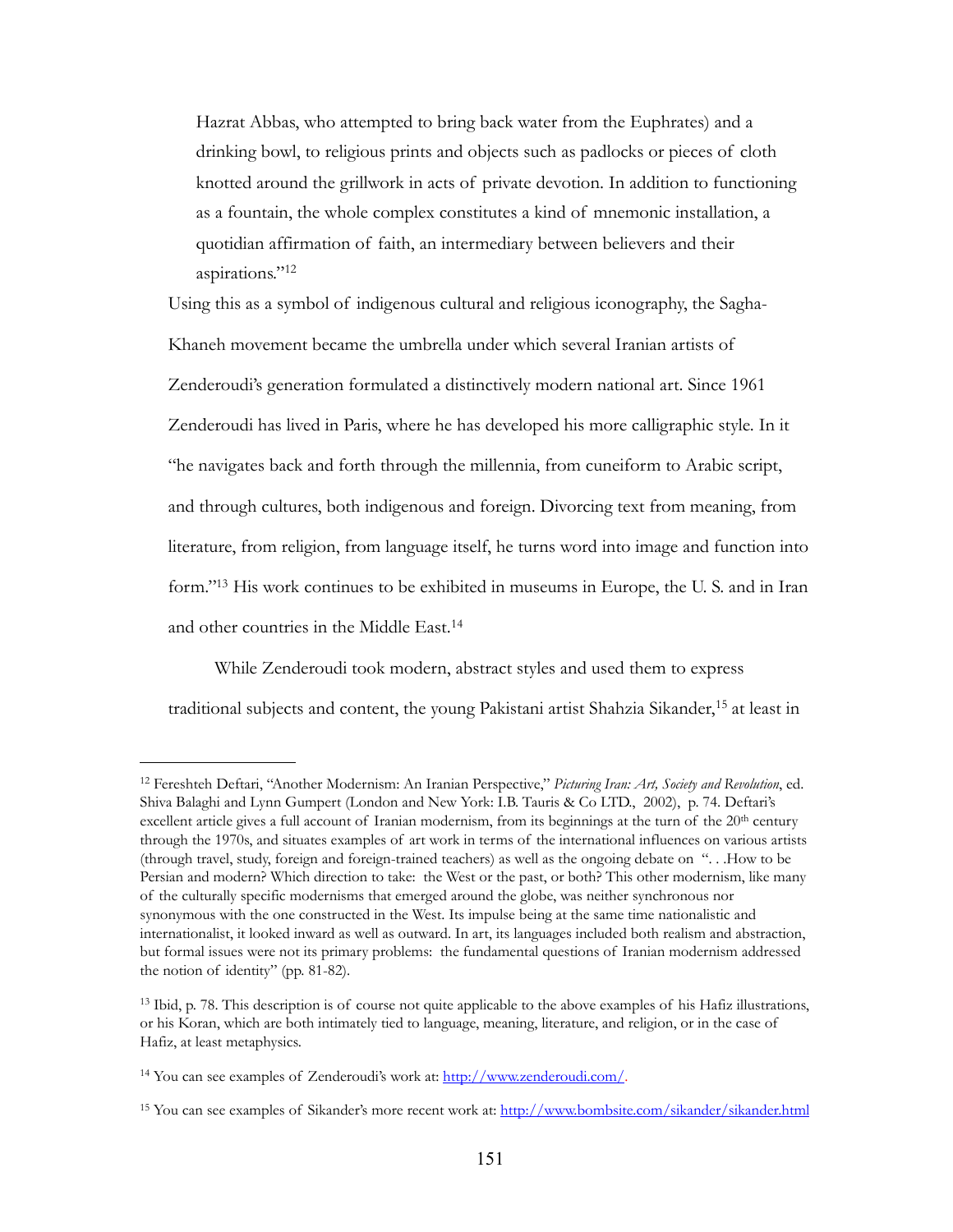> Hazrat Abbas, who attempted to bring back water from the Euphrates) and a drinking bowl, to religious prints and objects such as padlocks or pieces of cloth knotted around the grillwork in acts of private devotion. In addition to functioning as a fountain, the whole complex constitutes a kind of mnemonic installation, a quotidian affirmation of faith, an intermediary between believers and their aspirations."[12]

Using this as a symbol of indigenous cultural and religious iconography, the Sagha-Khaneh movement became the umbrella under which several Iranian artists of Zenderoudi's generation formulated a distinctively modern national art. Since 1961 Zenderoudi has lived in Paris, where he has developed his more calligraphic style. In it "he navigates back and forth through the millennia, from cuneiform to Arabic script, and through cultures, both indigenous and foreign. Divorcing text from meaning, from literature, from religion, from language itself, he turns word into image and function into form."[13] His work continues to be exhibited in museums in Europe, the U. S. and in Iran and other countries in the Middle East.[14]

While Zenderoudi took modern, abstract styles and used them to express traditional subjects and content, the young Pakistani artist Shahzia Sikander,[15] at least in

---

[12] Fereshteh Deftari, "Another Modernism: An Iranian Perspective," *Picturing Iran: Art, Society and Revolution*, ed. Shiva Balaghi and Lynn Gumpert (London and New York: I.B. Tauris & Co LTD., 2002), p. 74. Deftari's excellent article gives a full account of Iranian modernism, from its beginnings at the turn of the 20th century through the 1970s, and situates examples of art work in terms of the international influences on various artists (through travel, study, foreign and foreign-trained teachers) as well as the ongoing debate on ". . .How to be Persian and modern? Which direction to take: the West or the past, or both? This other modernism, like many of the culturally specific modernisms that emerged around the globe, was neither synchronous nor synonymous with the one constructed in the West. Its impulse being at the same time nationalistic and internationalist, it looked inward as well as outward. In art, its languages included both realism and abstraction, but formal issues were not its primary problems: the fundamental questions of Iranian modernism addressed the notion of identity" (pp. 81-82).

[13] Ibid, p. 78. This description is of course not quite applicable to the above examples of his Hafiz illustrations, or his Koran, which are both intimately tied to language, meaning, literature, and religion, or in the case of Hafiz, at least metaphysics.

[14] You can see examples of Zenderoudi's work at: http://www.zenderoudi.com/.

[15] You can see examples of Sikander's more recent work at: http://www.bombsite.com/sikander/sikander.html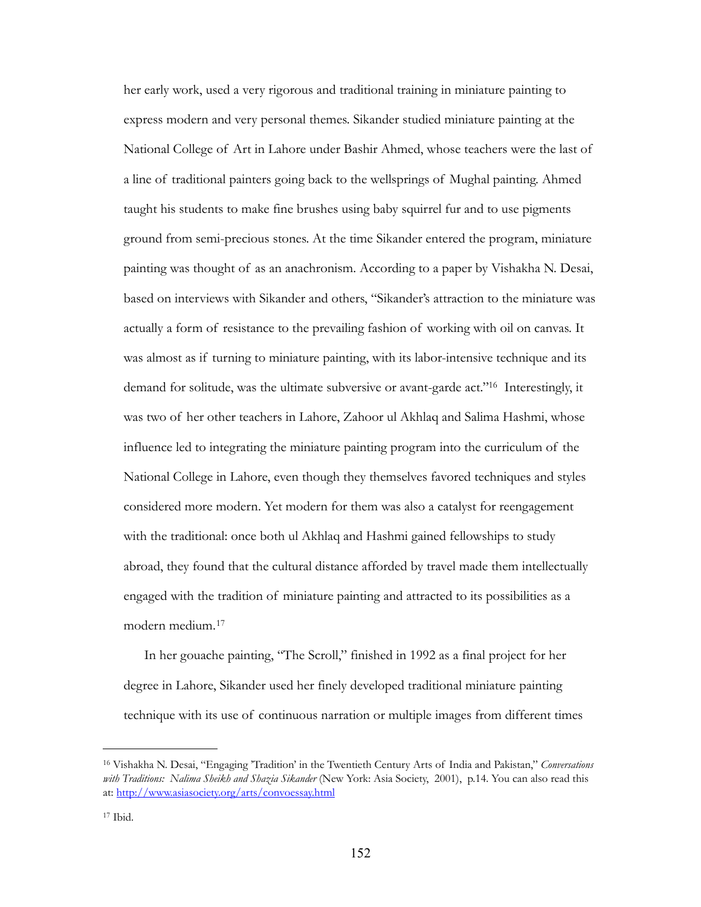her early work, used a very rigorous and traditional training in miniature painting to express modern and very personal themes. Sikander studied miniature painting at the National College of Art in Lahore under Bashir Ahmed, whose teachers were the last of a line of traditional painters going back to the wellsprings of Mughal painting. Ahmed taught his students to make fine brushes using baby squirrel fur and to use pigments ground from semi-precious stones. At the time Sikander entered the program, miniature painting was thought of as an anachronism. According to a paper by Vishakha N. Desai, based on interviews with Sikander and others, "Sikander's attraction to the miniature was actually a form of resistance to the prevailing fashion of working with oil on canvas. It was almost as if turning to miniature painting, with its labor-intensive technique and its demand for solitude, was the ultimate subversive or avant-garde act."[16] Interestingly, it was two of her other teachers in Lahore, Zahoor ul Akhlaq and Salima Hashmi, whose influence led to integrating the miniature painting program into the curriculum of the National College in Lahore, even though they themselves favored techniques and styles considered more modern. Yet modern for them was also a catalyst for reengagement with the traditional: once both ul Akhlaq and Hashmi gained fellowships to study abroad, they found that the cultural distance afforded by travel made them intellectually engaged with the tradition of miniature painting and attracted to its possibilities as a modern medium.[17]

In her gouache painting, "The Scroll," finished in 1992 as a final project for her degree in Lahore, Sikander used her finely developed traditional miniature painting technique with its use of continuous narration or multiple images from different times

---

[16] Vishakha N. Desai, "Engaging 'Tradition' in the Twentieth Century Arts of India and Pakistan," *Conversations with Traditions: Nalima Sheikh and Shazia Sikander* (New York: Asia Society, 2001), p.14. You can also read this at: http://www.asiasociety.org/arts/convoessay.html

[17] Ibid.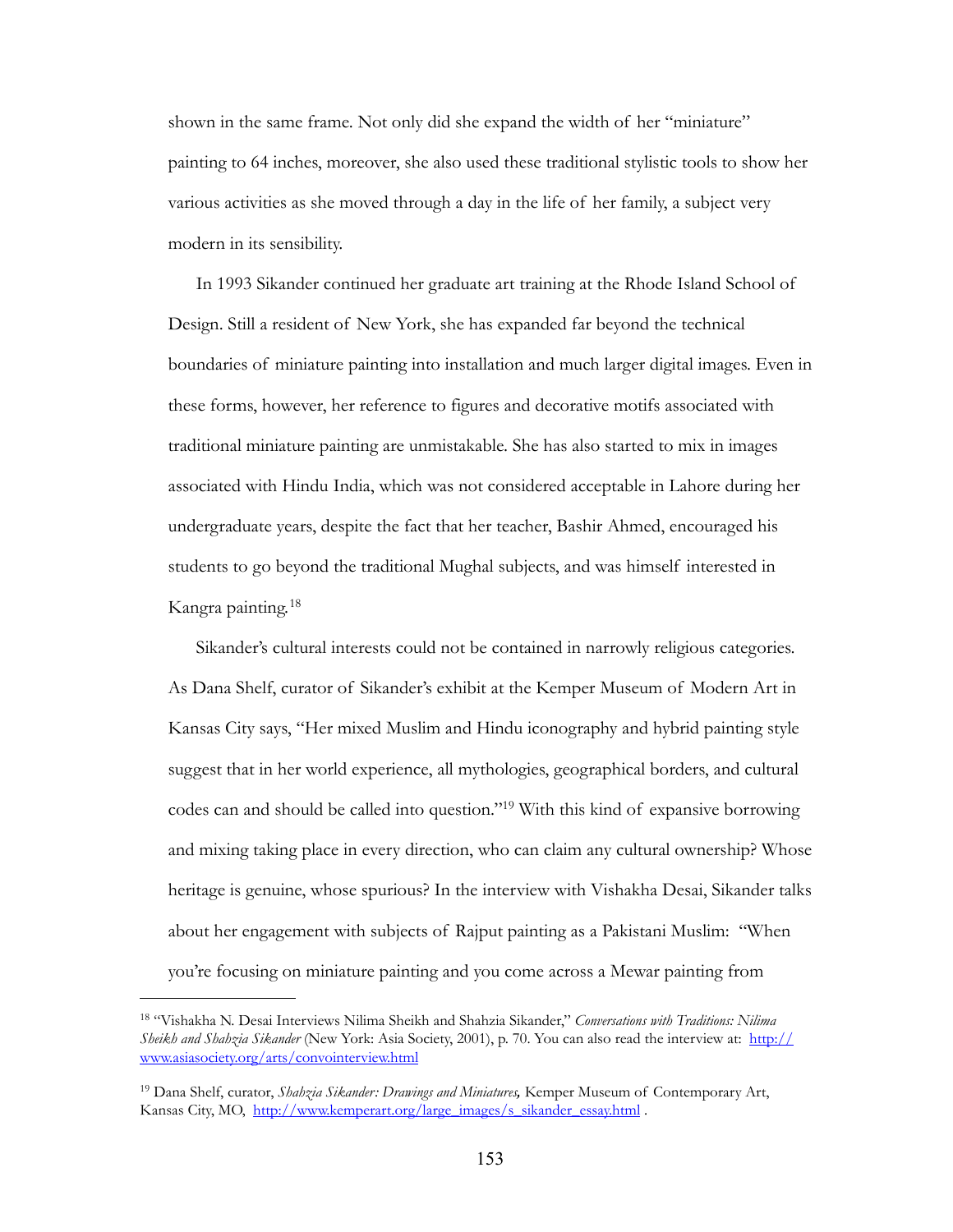shown in the same frame. Not only did she expand the width of her "miniature" painting to 64 inches, moreover, she also used these traditional stylistic tools to show her various activities as she moved through a day in the life of her family, a subject very modern in its sensibility.

In 1993 Sikander continued her graduate art training at the Rhode Island School of Design. Still a resident of New York, she has expanded far beyond the technical boundaries of miniature painting into installation and much larger digital images. Even in these forms, however, her reference to figures and decorative motifs associated with traditional miniature painting are unmistakable. She has also started to mix in images associated with Hindu India, which was not considered acceptable in Lahore during her undergraduate years, despite the fact that her teacher, Bashir Ahmed, encouraged his students to go beyond the traditional Mughal subjects, and was himself interested in Kangra painting.[18]

Sikander's cultural interests could not be contained in narrowly religious categories. As Dana Shelf, curator of Sikander's exhibit at the Kemper Museum of Modern Art in Kansas City says, "Her mixed Muslim and Hindu iconography and hybrid painting style suggest that in her world experience, all mythologies, geographical borders, and cultural codes can and should be called into question."[19] With this kind of expansive borrowing and mixing taking place in every direction, who can claim any cultural ownership? Whose heritage is genuine, whose spurious? In the interview with Vishakha Desai, Sikander talks about her engagement with subjects of Rajput painting as a Pakistani Muslim: "When you're focusing on miniature painting and you come across a Mewar painting from

---

[18] "Vishakha N. Desai Interviews Nilima Sheikh and Shahzia Sikander," *Conversations with Traditions: Nilima Sheikh and Shahzia Sikander* (New York: Asia Society, 2001), p. 70. You can also read the interview at: http://www.asiasociety.org/arts/convointerview.html

[19] Dana Shelf, curator, *Shahzia Sikander: Drawings and Miniatures,* Kemper Museum of Contemporary Art, Kansas City, MO, http://www.kemperart.org/large_images/s_sikander_essay.html .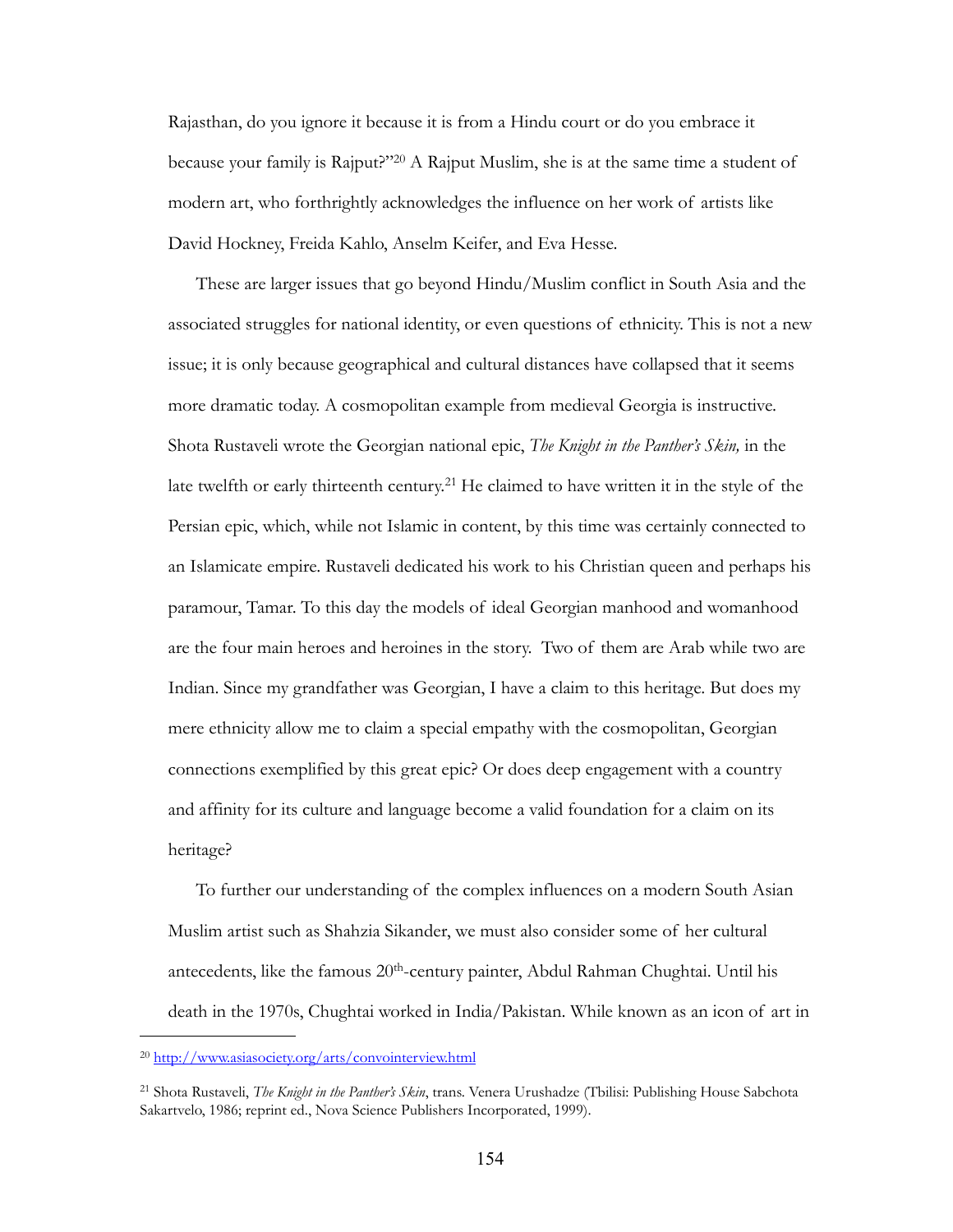Rajasthan, do you ignore it because it is from a Hindu court or do you embrace it because your family is Rajput?"[20] A Rajput Muslim, she is at the same time a student of modern art, who forthrightly acknowledges the influence on her work of artists like David Hockney, Freida Kahlo, Anselm Keifer, and Eva Hesse.

These are larger issues that go beyond Hindu/Muslim conflict in South Asia and the associated struggles for national identity, or even questions of ethnicity. This is not a new issue; it is only because geographical and cultural distances have collapsed that it seems more dramatic today. A cosmopolitan example from medieval Georgia is instructive. Shota Rustaveli wrote the Georgian national epic, *The Knight in the Panther's Skin,* in the late twelfth or early thirteenth century.[21] He claimed to have written it in the style of the Persian epic, which, while not Islamic in content, by this time was certainly connected to an Islamicate empire. Rustaveli dedicated his work to his Christian queen and perhaps his paramour, Tamar. To this day the models of ideal Georgian manhood and womanhood are the four main heroes and heroines in the story. Two of them are Arab while two are Indian. Since my grandfather was Georgian, I have a claim to this heritage. But does my mere ethnicity allow me to claim a special empathy with the cosmopolitan, Georgian connections exemplified by this great epic? Or does deep engagement with a country and affinity for its culture and language become a valid foundation for a claim on its heritage?

To further our understanding of the complex influences on a modern South Asian Muslim artist such as Shahzia Sikander, we must also consider some of her cultural antecedents, like the famous 20th-century painter, Abdul Rahman Chughtai. Until his death in the 1970s, Chughtai worked in India/Pakistan. While known as an icon of art in

---

[20] http://www.asiasociety.org/arts/convointerview.html

[21] Shota Rustaveli, *The Knight in the Panther's Skin*, trans. Venera Urushadze (Tbilisi: Publishing House Sabchota Sakartvelo, 1986; reprint ed., Nova Science Publishers Incorporated, 1999).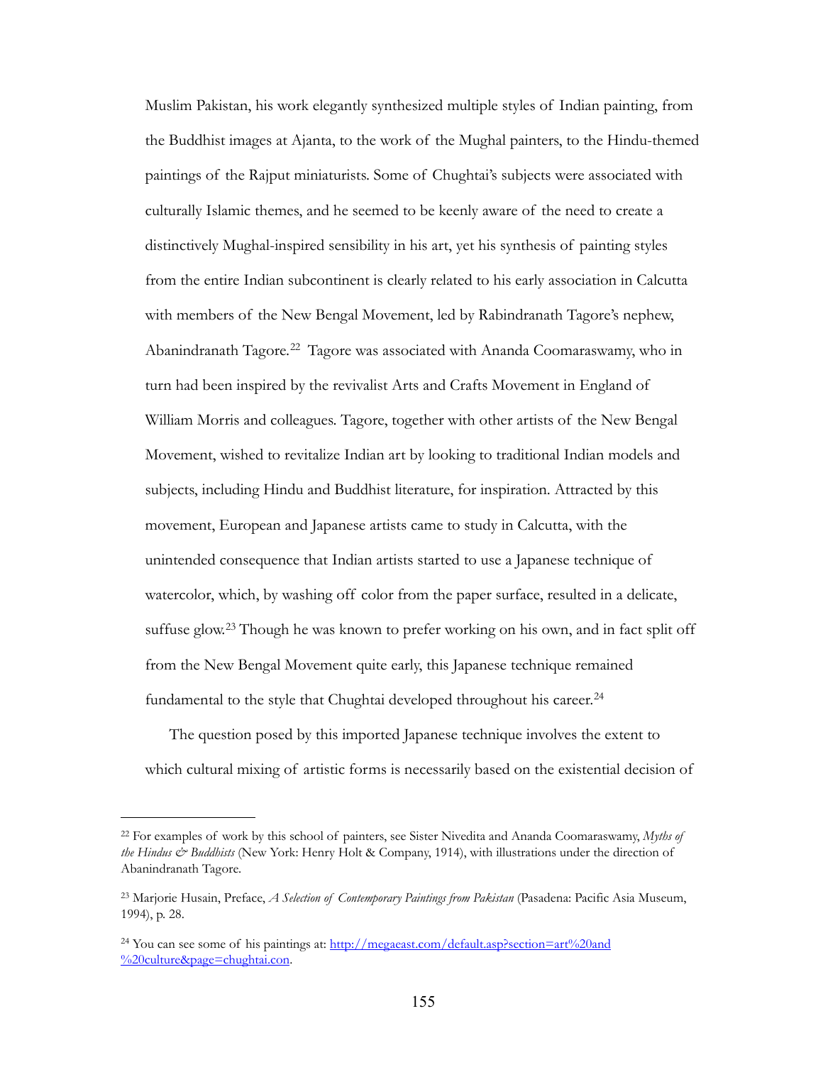Muslim Pakistan, his work elegantly synthesized multiple styles of Indian painting, from the Buddhist images at Ajanta, to the work of the Mughal painters, to the Hindu-themed paintings of the Rajput miniaturists. Some of Chughtai's subjects were associated with culturally Islamic themes, and he seemed to be keenly aware of the need to create a distinctively Mughal-inspired sensibility in his art, yet his synthesis of painting styles from the entire Indian subcontinent is clearly related to his early association in Calcutta with members of the New Bengal Movement, led by Rabindranath Tagore's nephew, Abanindranath Tagore.[22] Tagore was associated with Ananda Coomaraswamy, who in turn had been inspired by the revivalist Arts and Crafts Movement in England of William Morris and colleagues. Tagore, together with other artists of the New Bengal Movement, wished to revitalize Indian art by looking to traditional Indian models and subjects, including Hindu and Buddhist literature, for inspiration. Attracted by this movement, European and Japanese artists came to study in Calcutta, with the unintended consequence that Indian artists started to use a Japanese technique of watercolor, which, by washing off color from the paper surface, resulted in a delicate, suffuse glow.[23] Though he was known to prefer working on his own, and in fact split off from the New Bengal Movement quite early, this Japanese technique remained fundamental to the style that Chughtai developed throughout his career.[24]

The question posed by this imported Japanese technique involves the extent to which cultural mixing of artistic forms is necessarily based on the existential decision of

---

[22] For examples of work by this school of painters, see Sister Nivedita and Ananda Coomaraswamy, *Myths of the Hindus & Buddhists* (New York: Henry Holt & Company, 1914), with illustrations under the direction of Abanindranath Tagore.

[23] Marjorie Husain, Preface, *A Selection of Contemporary Paintings from Pakistan* (Pasadena: Pacific Asia Museum, 1994), p. 28.

[24] You can see some of his paintings at: [http://megaeast.com/default.asp?section=art%20and%20culture&page=chughtai.con](http://megaeast.com/default.asp?section=art%20and%20culture&page=chughtai.con).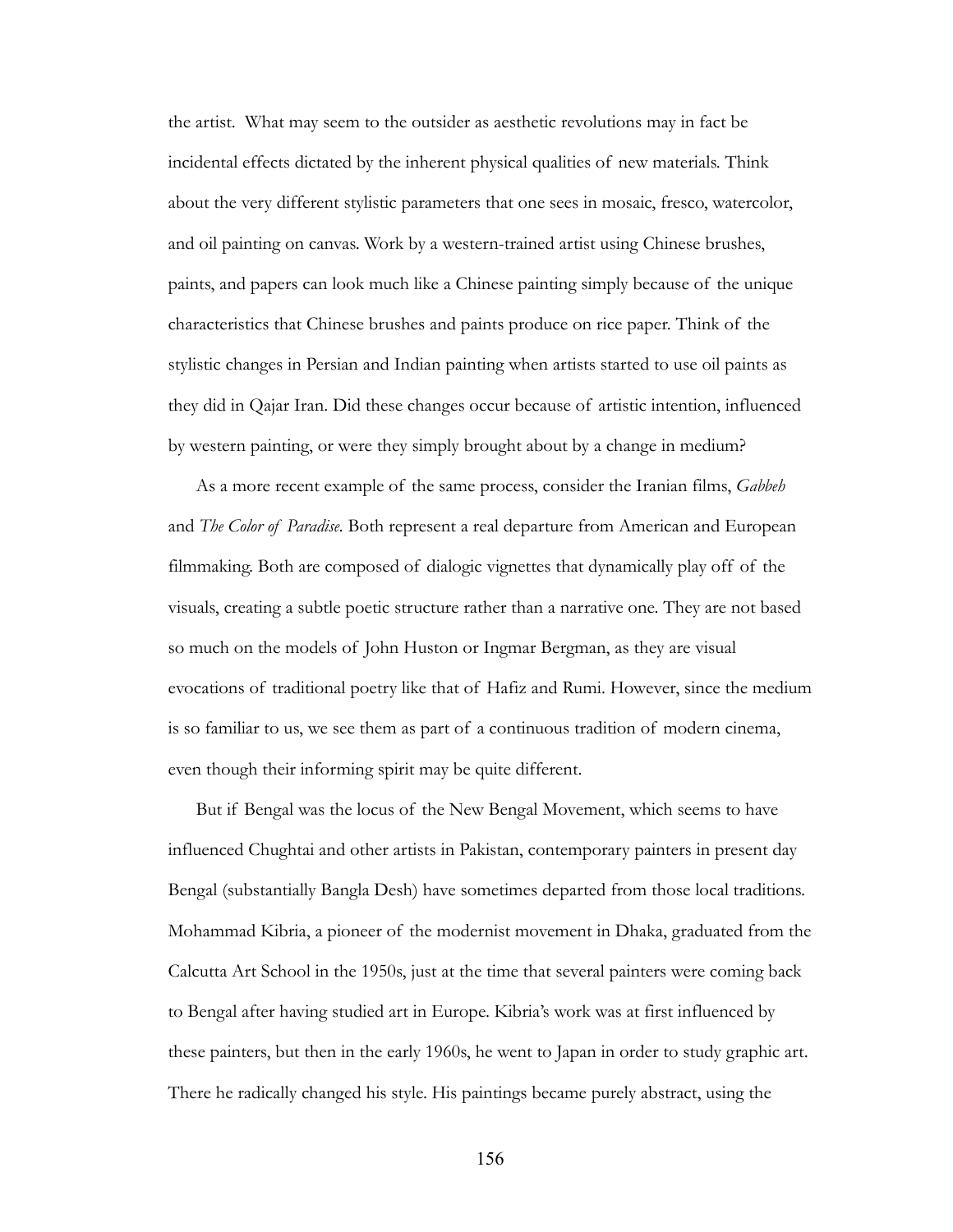the artist. What may seem to the outsider as aesthetic revolutions may in fact be incidental effects dictated by the inherent physical qualities of new materials. Think about the very different stylistic parameters that one sees in mosaic, fresco, watercolor, and oil painting on canvas. Work by a western-trained artist using Chinese brushes, paints, and papers can look much like a Chinese painting simply because of the unique characteristics that Chinese brushes and paints produce on rice paper. Think of the stylistic changes in Persian and Indian painting when artists started to use oil paints as they did in Qajar Iran. Did these changes occur because of artistic intention, influenced by western painting, or were they simply brought about by a change in medium?

As a more recent example of the same process, consider the Iranian films, *Gabbeh* and *The Color of Paradise*. Both represent a real departure from American and European filmmaking. Both are composed of dialogic vignettes that dynamically play off of the visuals, creating a subtle poetic structure rather than a narrative one. They are not based so much on the models of John Huston or Ingmar Bergman, as they are visual evocations of traditional poetry like that of Hafiz and Rumi. However, since the medium is so familiar to us, we see them as part of a continuous tradition of modern cinema, even though their informing spirit may be quite different.

But if Bengal was the locus of the New Bengal Movement, which seems to have influenced Chughtai and other artists in Pakistan, contemporary painters in present day Bengal (substantially Bangla Desh) have sometimes departed from those local traditions. Mohammad Kibria, a pioneer of the modernist movement in Dhaka, graduated from the Calcutta Art School in the 1950s, just at the time that several painters were coming back to Bengal after having studied art in Europe. Kibria's work was at first influenced by these painters, but then in the early 1960s, he went to Japan in order to study graphic art. There he radically changed his style. His paintings became purely abstract, using the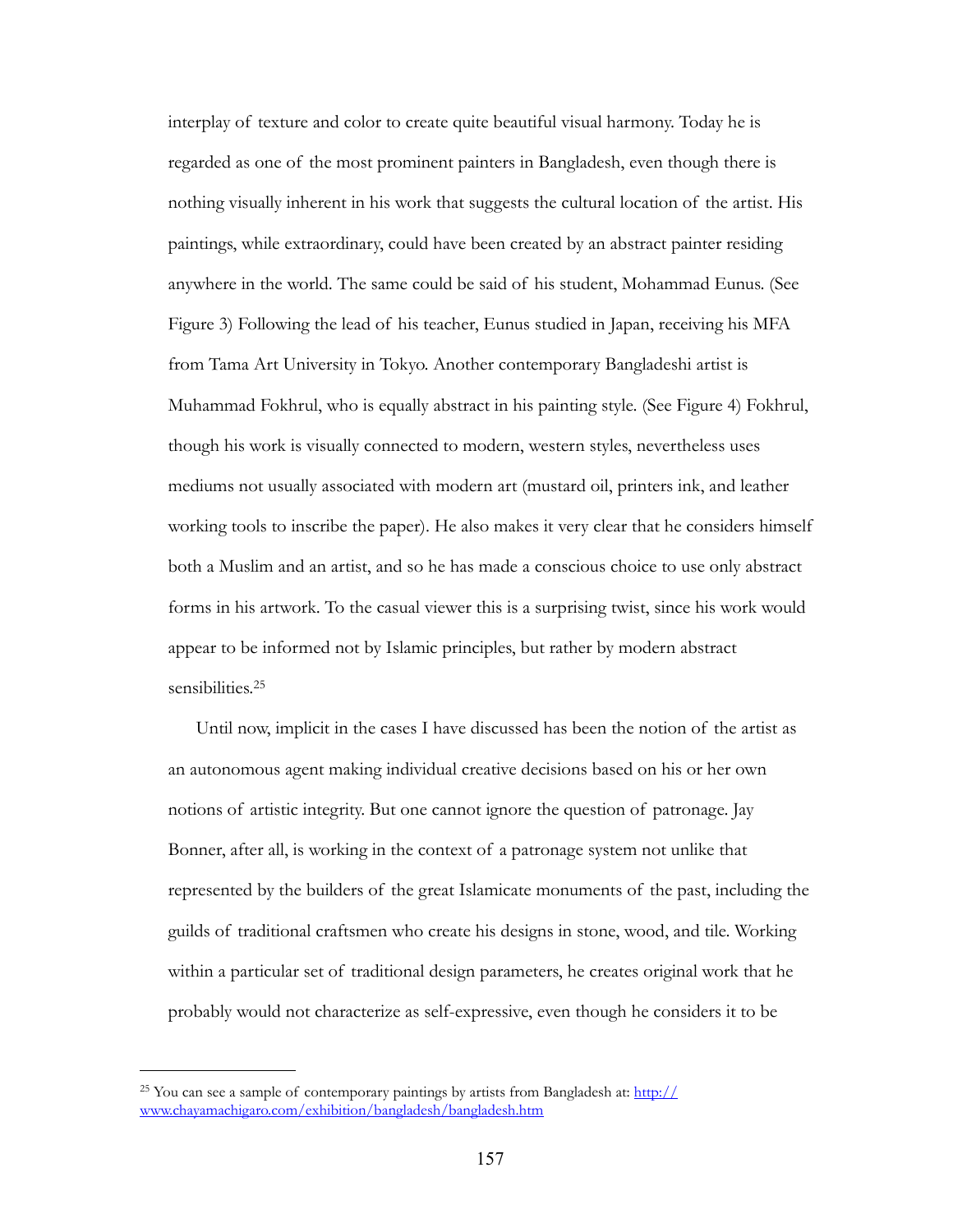interplay of texture and color to create quite beautiful visual harmony. Today he is regarded as one of the most prominent painters in Bangladesh, even though there is nothing visually inherent in his work that suggests the cultural location of the artist. His paintings, while extraordinary, could have been created by an abstract painter residing anywhere in the world. The same could be said of his student, Mohammad Eunus. (See Figure 3) Following the lead of his teacher, Eunus studied in Japan, receiving his MFA from Tama Art University in Tokyo. Another contemporary Bangladeshi artist is Muhammad Fokhrul, who is equally abstract in his painting style. (See Figure 4) Fokhrul, though his work is visually connected to modern, western styles, nevertheless uses mediums not usually associated with modern art (mustard oil, printers ink, and leather working tools to inscribe the paper). He also makes it very clear that he considers himself both a Muslim and an artist, and so he has made a conscious choice to use only abstract forms in his artwork. To the casual viewer this is a surprising twist, since his work would appear to be informed not by Islamic principles, but rather by modern abstract sensibilities.[25]

Until now, implicit in the cases I have discussed has been the notion of the artist as an autonomous agent making individual creative decisions based on his or her own notions of artistic integrity. But one cannot ignore the question of patronage. Jay Bonner, after all, is working in the context of a patronage system not unlike that represented by the builders of the great Islamicate monuments of the past, including the guilds of traditional craftsmen who create his designs in stone, wood, and tile. Working within a particular set of traditional design parameters, he creates original work that he probably would not characterize as self-expressive, even though he considers it to be

---

[25] You can see a sample of contemporary paintings by artists from Bangladesh at: http://www.chayamachigaro.com/exhibition/bangladesh/bangladesh.htm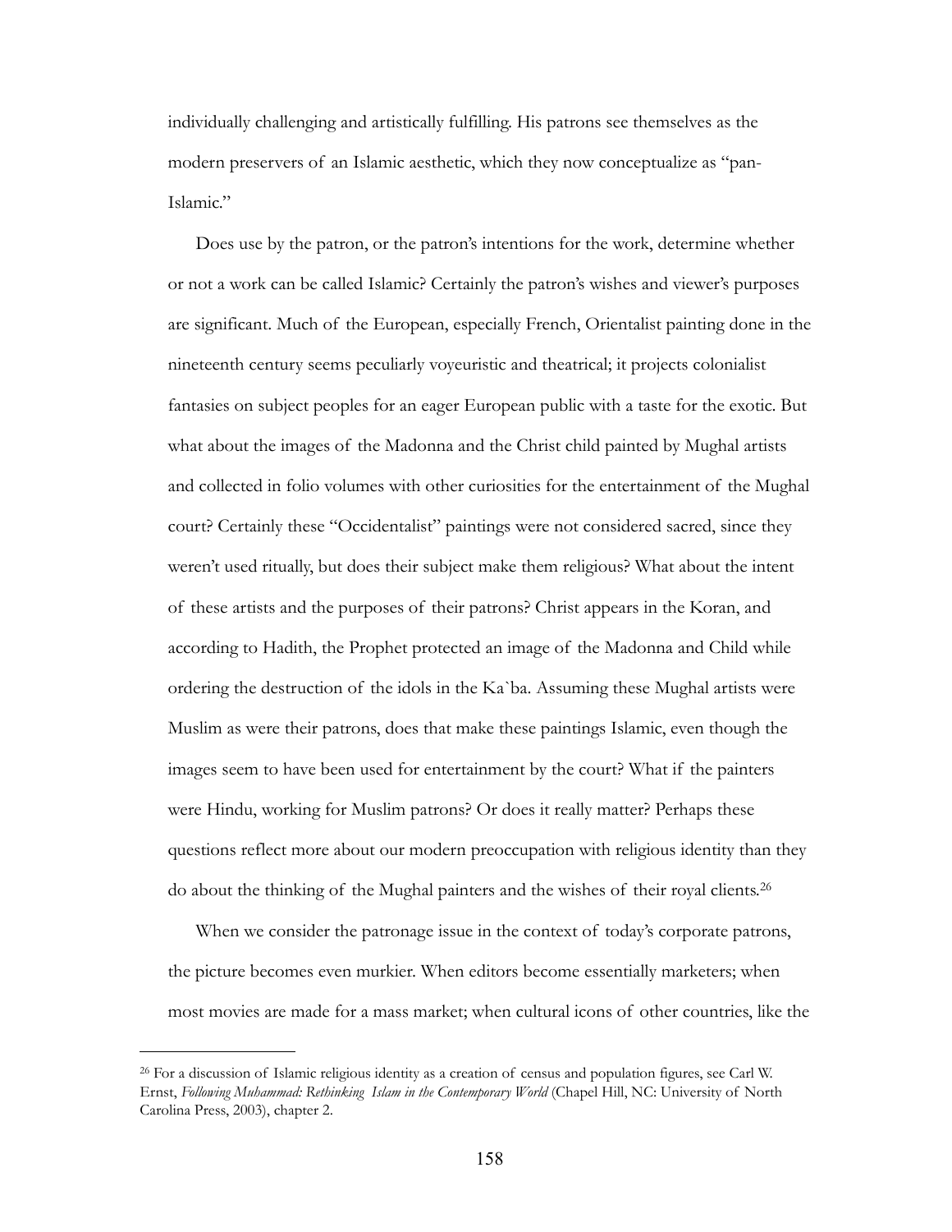individually challenging and artistically fulfilling. His patrons see themselves as the modern preservers of an Islamic aesthetic, which they now conceptualize as "pan-Islamic."

Does use by the patron, or the patron's intentions for the work, determine whether or not a work can be called Islamic? Certainly the patron's wishes and viewer's purposes are significant. Much of the European, especially French, Orientalist painting done in the nineteenth century seems peculiarly voyeuristic and theatrical; it projects colonialist fantasies on subject peoples for an eager European public with a taste for the exotic. But what about the images of the Madonna and the Christ child painted by Mughal artists and collected in folio volumes with other curiosities for the entertainment of the Mughal court? Certainly these "Occidentalist" paintings were not considered sacred, since they weren't used ritually, but does their subject make them religious? What about the intent of these artists and the purposes of their patrons? Christ appears in the Koran, and according to Hadith, the Prophet protected an image of the Madonna and Child while ordering the destruction of the idols in the Ka`ba. Assuming these Mughal artists were Muslim as were their patrons, does that make these paintings Islamic, even though the images seem to have been used for entertainment by the court? What if the painters were Hindu, working for Muslim patrons? Or does it really matter? Perhaps these questions reflect more about our modern preoccupation with religious identity than they do about the thinking of the Mughal painters and the wishes of their royal clients.[26]

When we consider the patronage issue in the context of today's corporate patrons, the picture becomes even murkier. When editors become essentially marketers; when most movies are made for a mass market; when cultural icons of other countries, like the

---

[26] For a discussion of Islamic religious identity as a creation of census and population figures, see Carl W. Ernst, *Following Muhammad: Rethinking Islam in the Contemporary World* (Chapel Hill, NC: University of North Carolina Press, 2003), chapter 2.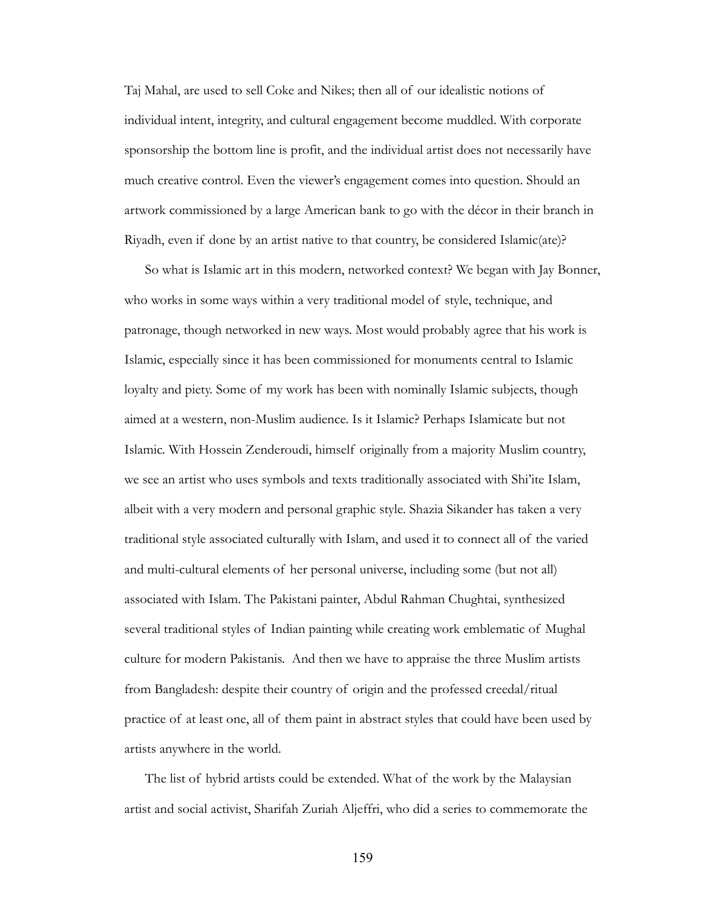Taj Mahal, are used to sell Coke and Nikes; then all of our idealistic notions of individual intent, integrity, and cultural engagement become muddled. With corporate sponsorship the bottom line is profit, and the individual artist does not necessarily have much creative control. Even the viewer's engagement comes into question. Should an artwork commissioned by a large American bank to go with the décor in their branch in Riyadh, even if done by an artist native to that country, be considered Islamic(ate)?

So what is Islamic art in this modern, networked context? We began with Jay Bonner, who works in some ways within a very traditional model of style, technique, and patronage, though networked in new ways. Most would probably agree that his work is Islamic, especially since it has been commissioned for monuments central to Islamic loyalty and piety. Some of my work has been with nominally Islamic subjects, though aimed at a western, non-Muslim audience. Is it Islamic? Perhaps Islamicate but not Islamic. With Hossein Zenderoudi, himself originally from a majority Muslim country, we see an artist who uses symbols and texts traditionally associated with Shi'ite Islam, albeit with a very modern and personal graphic style. Shazia Sikander has taken a very traditional style associated culturally with Islam, and used it to connect all of the varied and multi-cultural elements of her personal universe, including some (but not all) associated with Islam. The Pakistani painter, Abdul Rahman Chughtai, synthesized several traditional styles of Indian painting while creating work emblematic of Mughal culture for modern Pakistanis. And then we have to appraise the three Muslim artists from Bangladesh: despite their country of origin and the professed creedal/ritual practice of at least one, all of them paint in abstract styles that could have been used by artists anywhere in the world.

The list of hybrid artists could be extended. What of the work by the Malaysian artist and social activist, Sharifah Zuriah Aljeffri, who did a series to commemorate the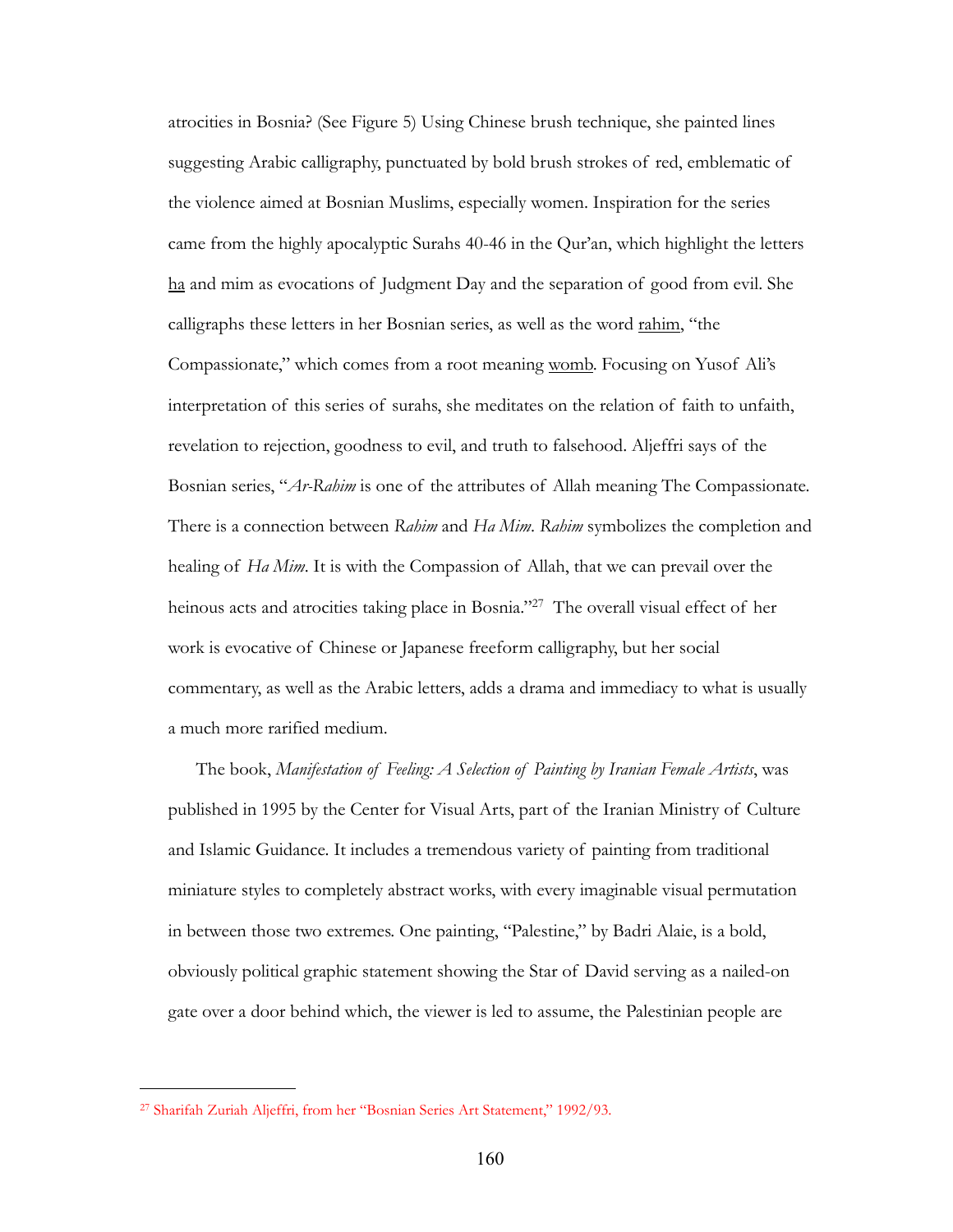atrocities in Bosnia? (See Figure 5) Using Chinese brush technique, she painted lines suggesting Arabic calligraphy, punctuated by bold brush strokes of red, emblematic of the violence aimed at Bosnian Muslims, especially women. Inspiration for the series came from the highly apocalyptic Surahs 40-46 in the Qur'an, which highlight the letters ha and mim as evocations of Judgment Day and the separation of good from evil. She calligraphs these letters in her Bosnian series, as well as the word rahim, "the Compassionate," which comes from a root meaning womb. Focusing on Yusof Ali's interpretation of this series of surahs, she meditates on the relation of faith to unfaith, revelation to rejection, goodness to evil, and truth to falsehood. Aljeffri says of the Bosnian series, "*Ar-Rahim* is one of the attributes of Allah meaning The Compassionate. There is a connection between *Rahim* and *Ha Mim*. *Rahim* symbolizes the completion and healing of *Ha Mim*. It is with the Compassion of Allah, that we can prevail over the heinous acts and atrocities taking place in Bosnia."[27] The overall visual effect of her work is evocative of Chinese or Japanese freeform calligraphy, but her social commentary, as well as the Arabic letters, adds a drama and immediacy to what is usually a much more rarified medium.

The book, *Manifestation of Feeling: A Selection of Painting by Iranian Female Artists*, was published in 1995 by the Center for Visual Arts, part of the Iranian Ministry of Culture and Islamic Guidance. It includes a tremendous variety of painting from traditional miniature styles to completely abstract works, with every imaginable visual permutation in between those two extremes. One painting, "Palestine," by Badri Alaie, is a bold, obviously political graphic statement showing the Star of David serving as a nailed-on gate over a door behind which, the viewer is led to assume, the Palestinian people are

---

[27] Sharifah Zuriah Aljeffri, from her "Bosnian Series Art Statement," 1992/93.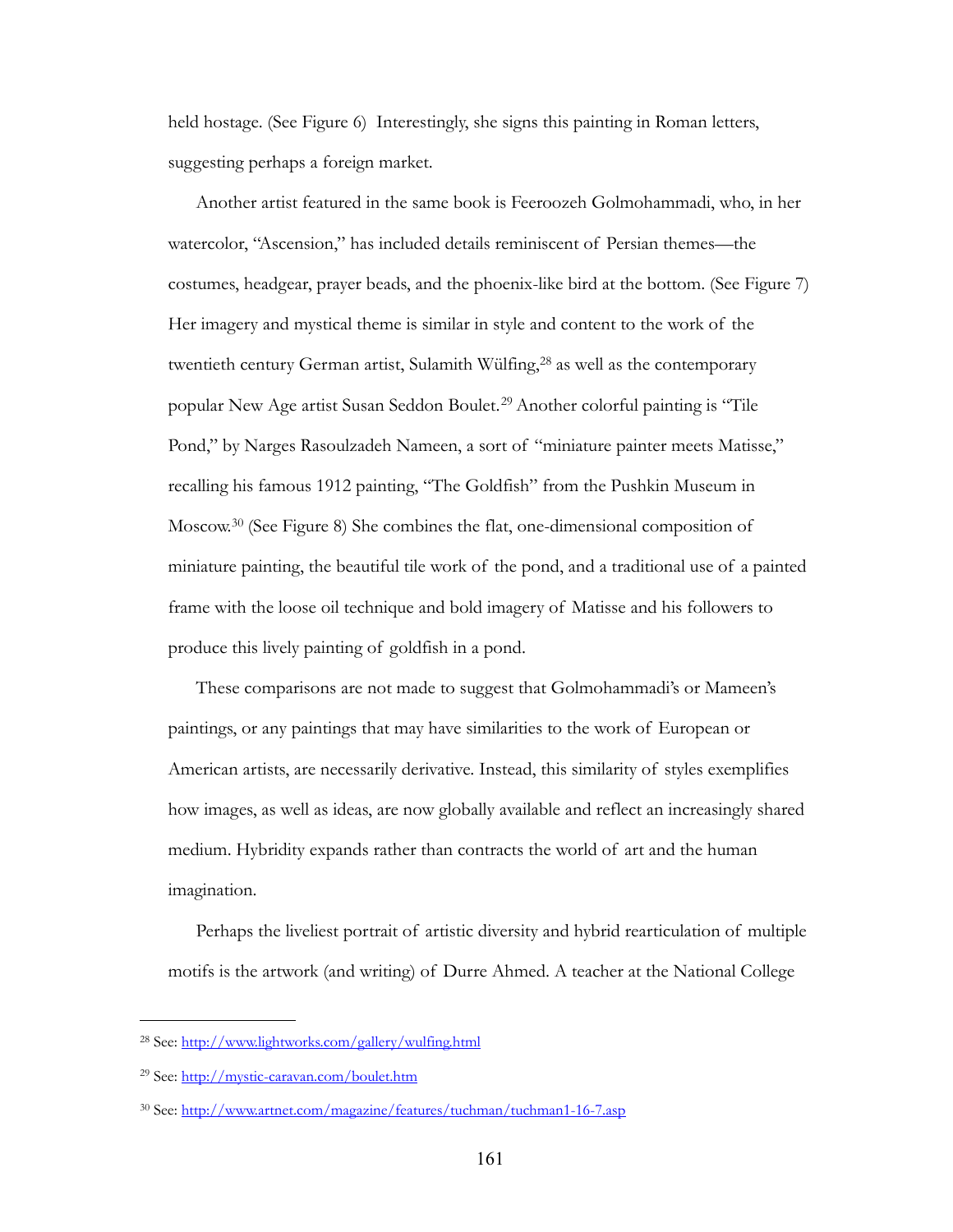held hostage. (See Figure 6) Interestingly, she signs this painting in Roman letters, suggesting perhaps a foreign market.

Another artist featured in the same book is Feeroozeh Golmohammadi, who, in her watercolor, "Ascension," has included details reminiscent of Persian themes—the costumes, headgear, prayer beads, and the phoenix-like bird at the bottom. (See Figure 7) Her imagery and mystical theme is similar in style and content to the work of the twentieth century German artist, Sulamith Wülfing,[28] as well as the contemporary popular New Age artist Susan Seddon Boulet.[29] Another colorful painting is "Tile Pond," by Narges Rasoulzadeh Nameen, a sort of "miniature painter meets Matisse," recalling his famous 1912 painting, "The Goldfish" from the Pushkin Museum in Moscow.[30] (See Figure 8) She combines the flat, one-dimensional composition of miniature painting, the beautiful tile work of the pond, and a traditional use of a painted frame with the loose oil technique and bold imagery of Matisse and his followers to produce this lively painting of goldfish in a pond.

These comparisons are not made to suggest that Golmohammadi's or Mameen's paintings, or any paintings that may have similarities to the work of European or American artists, are necessarily derivative. Instead, this similarity of styles exemplifies how images, as well as ideas, are now globally available and reflect an increasingly shared medium. Hybridity expands rather than contracts the world of art and the human imagination.

Perhaps the liveliest portrait of artistic diversity and hybrid rearticulation of multiple motifs is the artwork (and writing) of Durre Ahmed. A teacher at the National College

---

[28] See: http://www.lightworks.com/gallery/wulfing.html

[29] See: http://mystic-caravan.com/boulet.htm

[30] See: http://www.artnet.com/magazine/features/tuchman/tuchman1-16-7.asp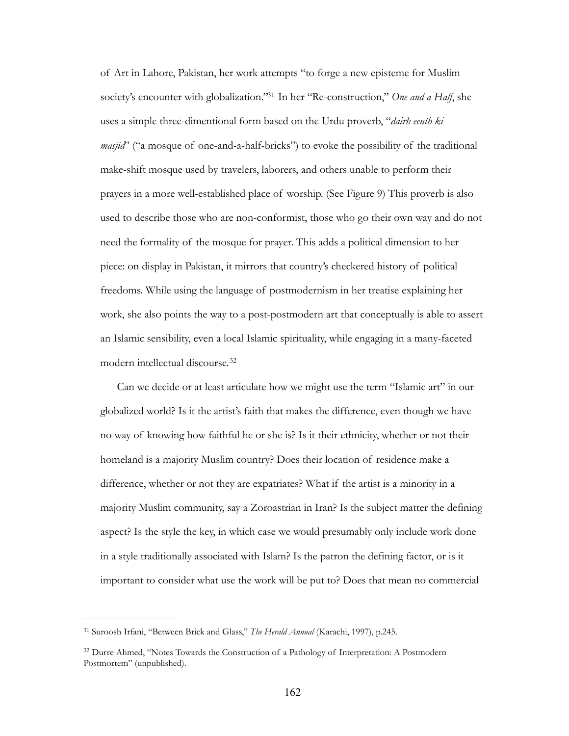of Art in Lahore, Pakistan, her work attempts "to forge a new episteme for Muslim society's encounter with globalization."[31] In her "Re-construction," *One and a Half*, she uses a simple three-dimentional form based on the Urdu proverb, "*dairh eenth ki masjid*" ("a mosque of one-and-a-half-bricks") to evoke the possibility of the traditional make-shift mosque used by travelers, laborers, and others unable to perform their prayers in a more well-established place of worship. (See Figure 9) This proverb is also used to describe those who are non-conformist, those who go their own way and do not need the formality of the mosque for prayer. This adds a political dimension to her piece: on display in Pakistan, it mirrors that country's checkered history of political freedoms. While using the language of postmodernism in her treatise explaining her work, she also points the way to a post-postmodern art that conceptually is able to assert an Islamic sensibility, even a local Islamic spirituality, while engaging in a many-faceted modern intellectual discourse.[32]

Can we decide or at least articulate how we might use the term "Islamic art" in our globalized world? Is it the artist's faith that makes the difference, even though we have no way of knowing how faithful he or she is? Is it their ethnicity, whether or not their homeland is a majority Muslim country? Does their location of residence make a difference, whether or not they are expatriates? What if the artist is a minority in a majority Muslim community, say a Zoroastrian in Iran? Is the subject matter the defining aspect? Is the style the key, in which case we would presumably only include work done in a style traditionally associated with Islam? Is the patron the defining factor, or is it important to consider what use the work will be put to? Does that mean no commercial

---

[31] Suroosh Irfani, "Between Brick and Glass," *The Herald Annual* (Karachi, 1997), p.245.

[32] Durre Ahmed, "Notes Towards the Construction of a Pathology of Interpretation: A Postmodern Postmortem" (unpublished).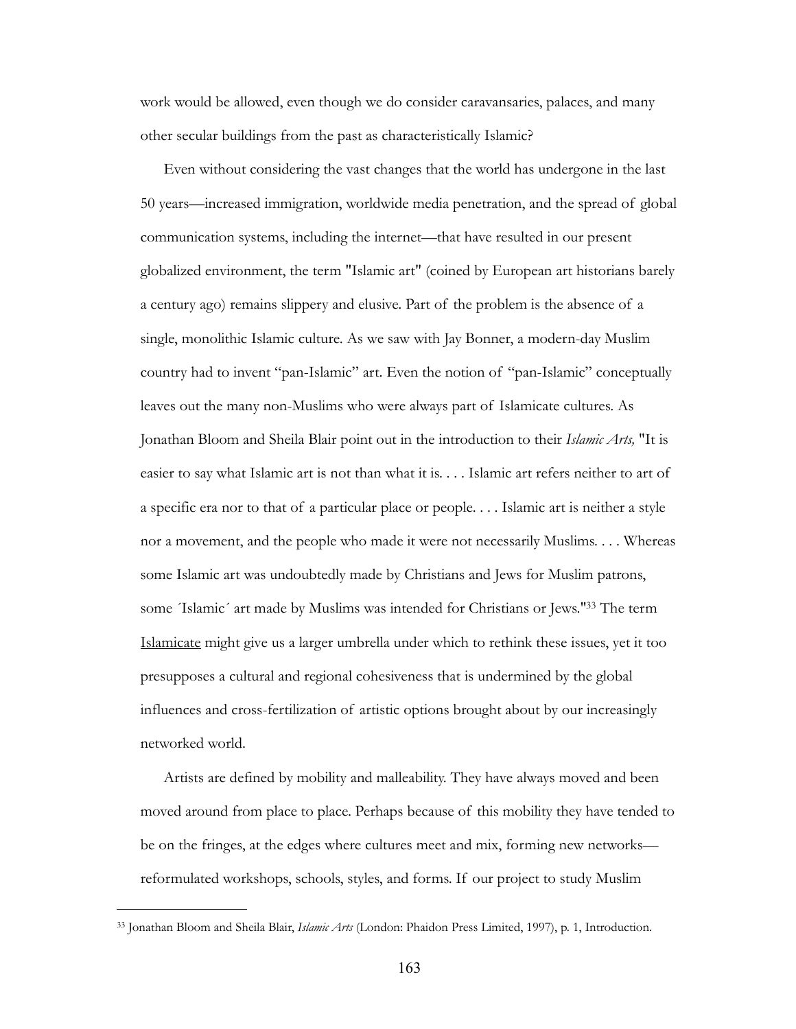work would be allowed, even though we do consider caravansaries, palaces, and many other secular buildings from the past as characteristically Islamic?

Even without considering the vast changes that the world has undergone in the last 50 years—increased immigration, worldwide media penetration, and the spread of global communication systems, including the internet—that have resulted in our present globalized environment, the term "Islamic art" (coined by European art historians barely a century ago) remains slippery and elusive. Part of the problem is the absence of a single, monolithic Islamic culture. As we saw with Jay Bonner, a modern-day Muslim country had to invent "pan-Islamic" art. Even the notion of "pan-Islamic" conceptually leaves out the many non-Muslims who were always part of Islamicate cultures. As Jonathan Bloom and Sheila Blair point out in the introduction to their *Islamic Arts,* "It is easier to say what Islamic art is not than what it is. . . . Islamic art refers neither to art of a specific era nor to that of a particular place or people. . . . Islamic art is neither a style nor a movement, and the people who made it were not necessarily Muslims. . . . Whereas some Islamic art was undoubtedly made by Christians and Jews for Muslim patrons, some ´Islamic´ art made by Muslims was intended for Christians or Jews."[33] The term <u>Islamicate</u> might give us a larger umbrella under which to rethink these issues, yet it too presupposes a cultural and regional cohesiveness that is undermined by the global influences and cross-fertilization of artistic options brought about by our increasingly networked world.

Artists are defined by mobility and malleability. They have always moved and been moved around from place to place. Perhaps because of this mobility they have tended to be on the fringes, at the edges where cultures meet and mix, forming new networks—reformulated workshops, schools, styles, and forms. If our project to study Muslim

---

[33] Jonathan Bloom and Sheila Blair, *Islamic Arts* (London: Phaidon Press Limited, 1997), p. 1, Introduction.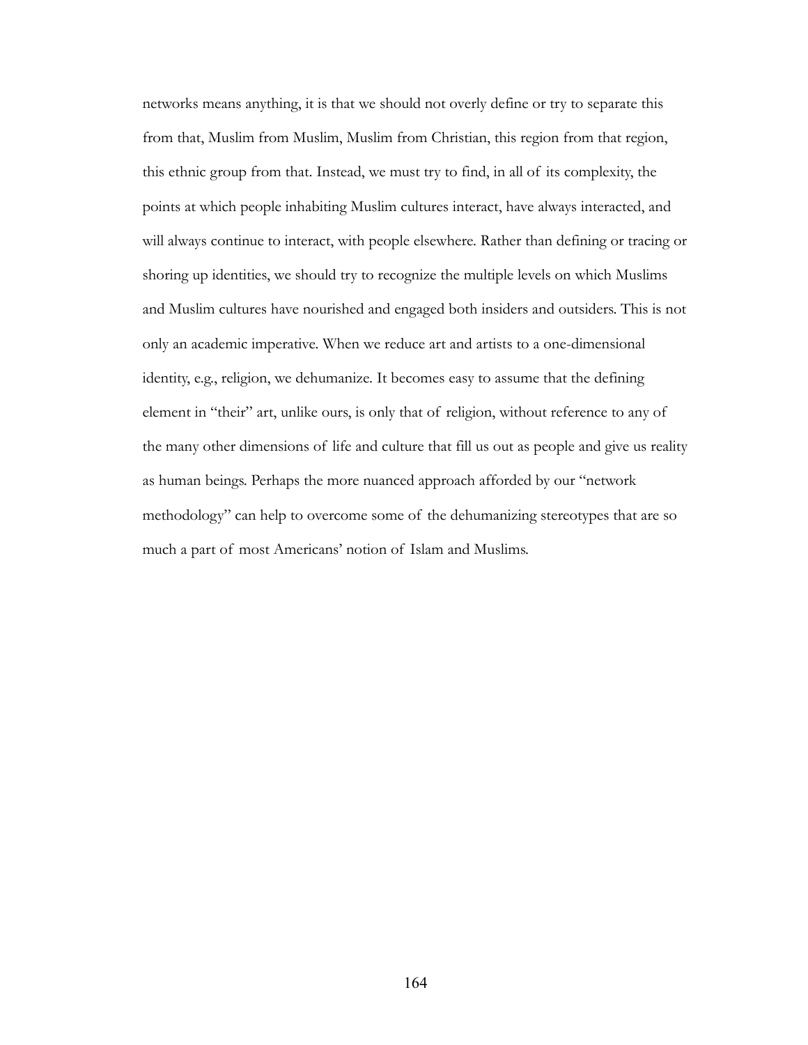networks means anything, it is that we should not overly define or try to separate this from that, Muslim from Muslim, Muslim from Christian, this region from that region, this ethnic group from that. Instead, we must try to find, in all of its complexity, the points at which people inhabiting Muslim cultures interact, have always interacted, and will always continue to interact, with people elsewhere. Rather than defining or tracing or shoring up identities, we should try to recognize the multiple levels on which Muslims and Muslim cultures have nourished and engaged both insiders and outsiders. This is not only an academic imperative. When we reduce art and artists to a one-dimensional identity, e.g., religion, we dehumanize. It becomes easy to assume that the defining element in "their" art, unlike ours, is only that of religion, without reference to any of the many other dimensions of life and culture that fill us out as people and give us reality as human beings. Perhaps the more nuanced approach afforded by our "network methodology" can help to overcome some of the dehumanizing stereotypes that are so much a part of most Americans' notion of Islam and Muslims.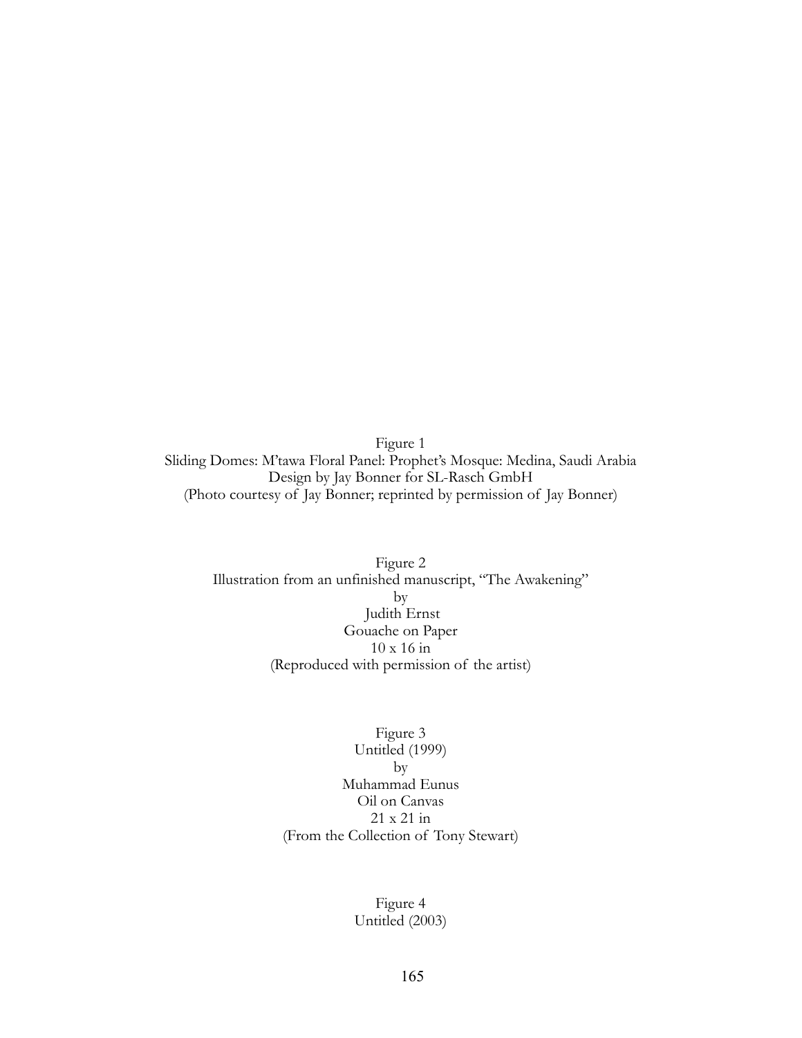Figure 1
Sliding Domes: M'tawa Floral Panel: Prophet's Mosque: Medina, Saudi Arabia
Design by Jay Bonner for SL-Rasch GmbH
(Photo courtesy of Jay Bonner; reprinted by permission of Jay Bonner)

Figure 2
Illustration from an unfinished manuscript, "The Awakening"
by
Judith Ernst
Gouache on Paper
10 x 16 in
(Reproduced with permission of the artist)

Figure 3
Untitled (1999)
by
Muhammad Eunus
Oil on Canvas
21 x 21 in
(From the Collection of Tony Stewart)

Figure 4
Untitled (2003)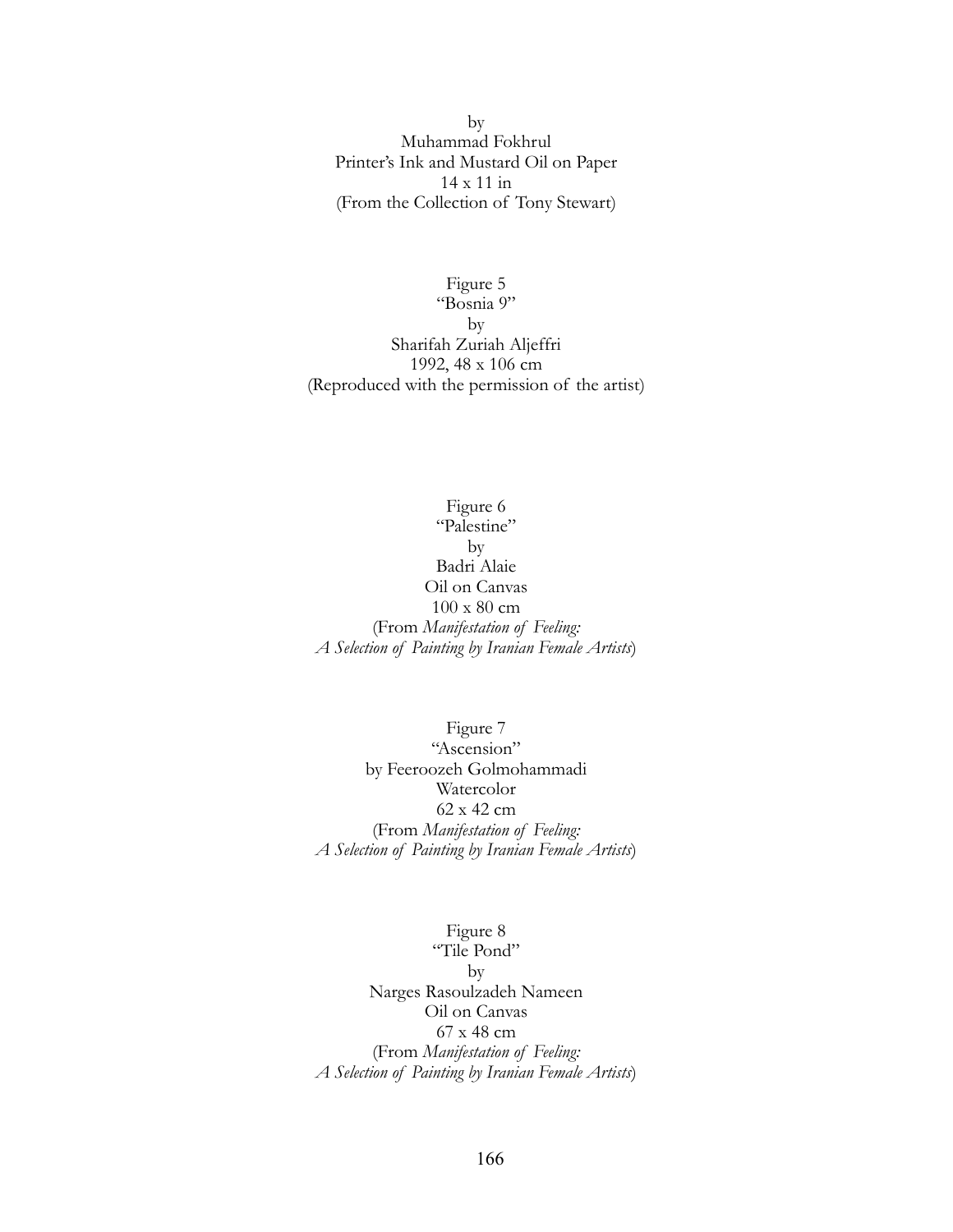by
Muhammad Fokhrul
Printer's Ink and Mustard Oil on Paper
14 x 11 in
(From the Collection of Tony Stewart)

Figure 5
"Bosnia 9"
by
Sharifah Zuriah Aljeffri
1992, 48 x 106 cm
(Reproduced with the permission of the artist)

Figure 6
"Palestine"
by
Badri Alaie
Oil on Canvas
100 x 80 cm
(From *Manifestation of Feeling: A Selection of Painting by Iranian Female Artists*)

Figure 7
"Ascension"
by Feeroozeh Golmohammadi
Watercolor
62 x 42 cm
(From *Manifestation of Feeling: A Selection of Painting by Iranian Female Artists*)

Figure 8
"Tile Pond"
by
Narges Rasoulzadeh Nameen
Oil on Canvas
67 x 48 cm
(From *Manifestation of Feeling: A Selection of Painting by Iranian Female Artists*)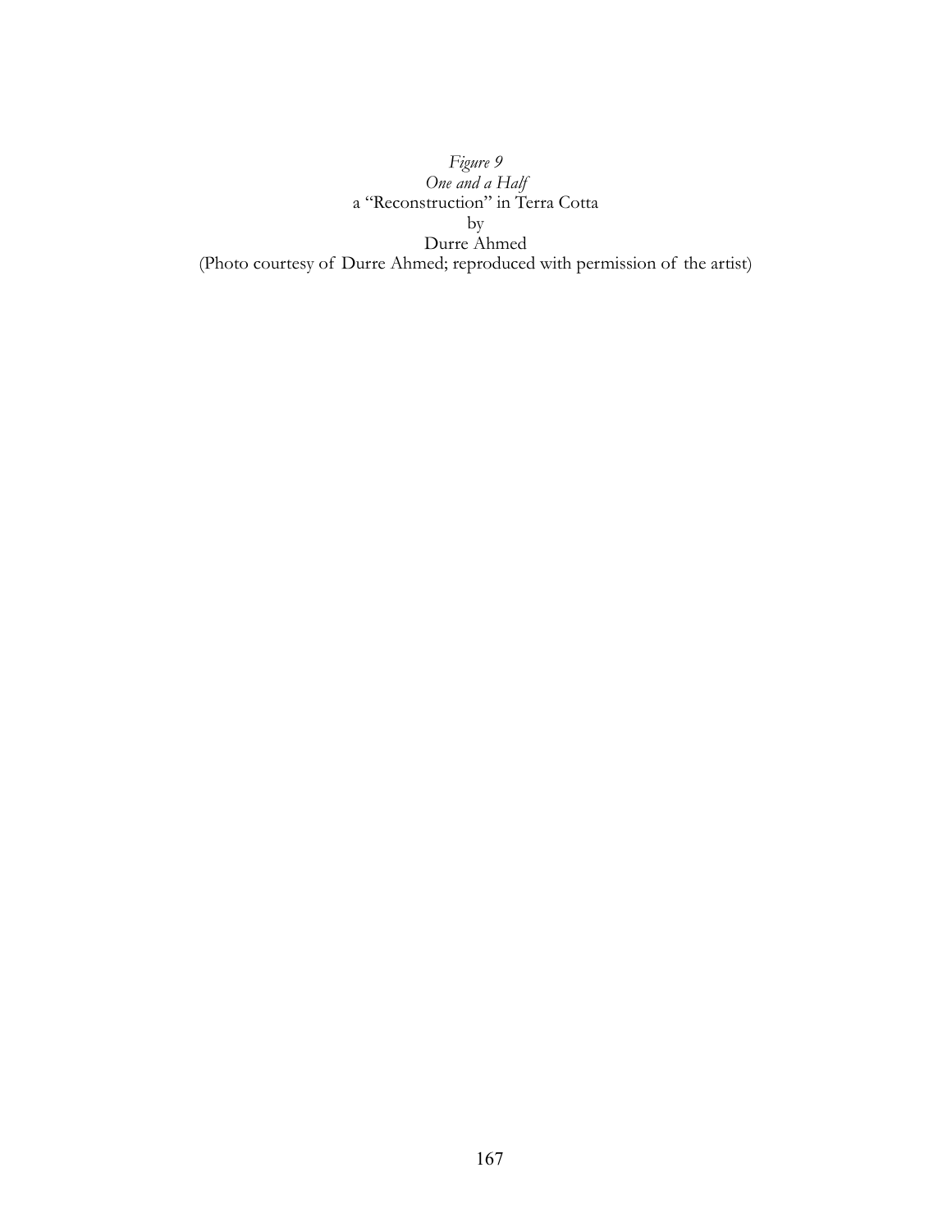*Figure 9*

*One and a Half*

a "Reconstruction" in Terra Cotta

by

Durre Ahmed

(Photo courtesy of Durre Ahmed; reproduced with permission of the artist)